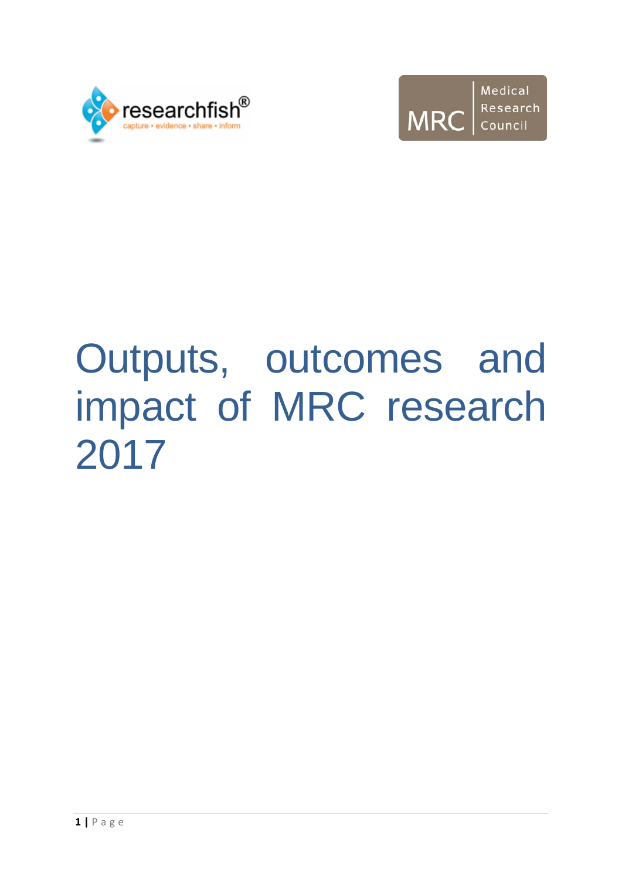# Outputs, outcomes and impact of MRC research 2017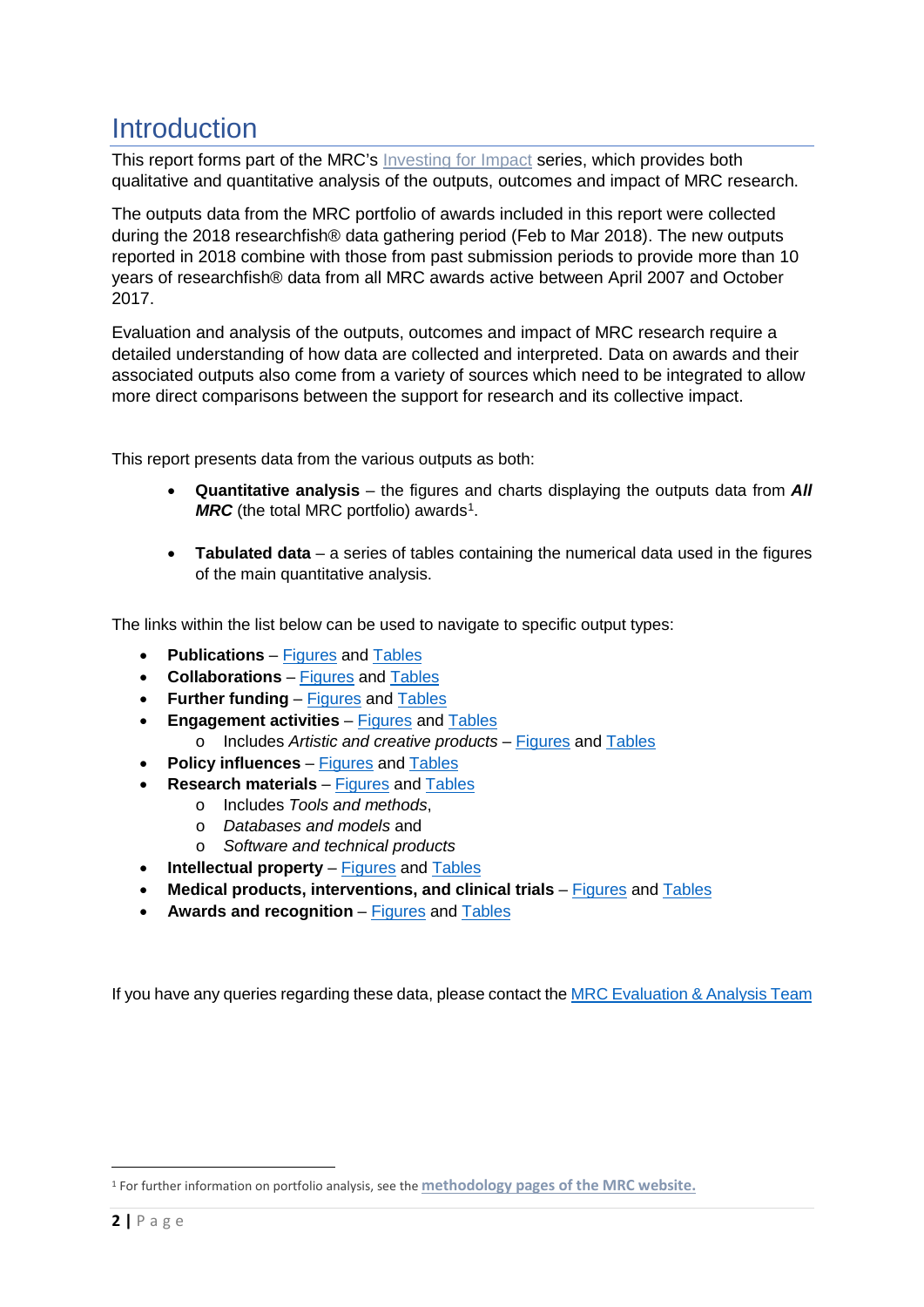# Introduction

This report forms part of the MRC's Investing for Impact series, which provides both qualitative and quantitative analysis of the outputs, outcomes and impact of MRC research.

The outputs data from the MRC portfolio of awards included in this report were collected during the 2018 researchfish® data gathering period (Feb to Mar 2018). The new outputs reported in 2018 combine with those from past submission periods to provide more than 10 years of researchfish® data from all MRC awards active between April 2007 and October 2017.

Evaluation and analysis of the outputs, outcomes and impact of MRC research require a detailed understanding of how data are collected and interpreted. Data on awards and their associated outputs also come from a variety of sources which need to be integrated to allow more direct comparisons between the support for research and its collective impact.

This report presents data from the various outputs as both:

- **Quantitative analysis** – the figures and charts displaying the outputs data from ***All MRC*** (the total MRC portfolio) awards[1].
- **Tabulated data** – a series of tables containing the numerical data used in the figures of the main quantitative analysis.

The links within the list below can be used to navigate to specific output types:

- **Publications** – Figures and Tables
- **Collaborations** – Figures and Tables
- **Further funding** – Figures and Tables
- **Engagement activities** – Figures and Tables
  - Includes *Artistic and creative products* – Figures and Tables
- **Policy influences** – Figures and Tables
- **Research materials** – Figures and Tables
  - Includes *Tools and methods*,
  - *Databases and models* and
  - *Software and technical products*
- **Intellectual property** – Figures and Tables
- **Medical products, interventions, and clinical trials** – Figures and Tables
- **Awards and recognition** – Figures and Tables

If you have any queries regarding these data, please contact the MRC Evaluation & Analysis Team

[1] For further information on portfolio analysis, see the **methodology pages of the MRC website.**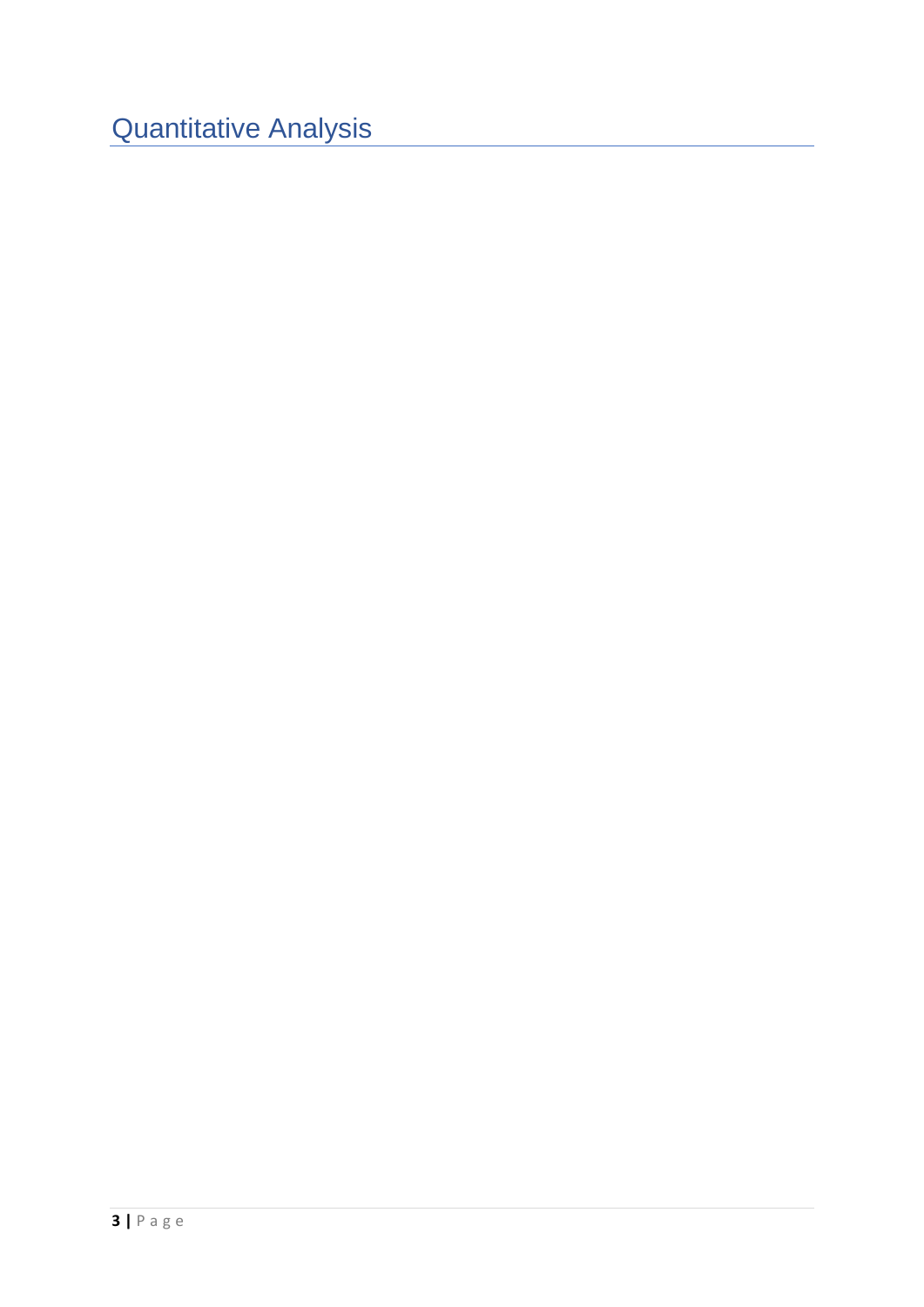# Quantitative Analysis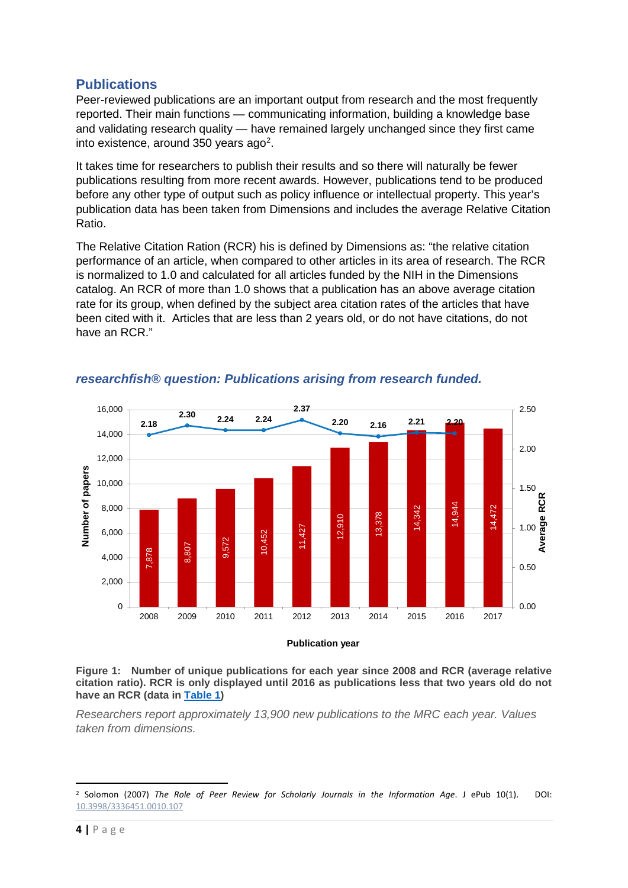## Publications

Peer-reviewed publications are an important output from research and the most frequently reported. Their main functions — communicating information, building a knowledge base and validating research quality — have remained largely unchanged since they first came into existence, around 350 years ago[2].

It takes time for researchers to publish their results and so there will naturally be fewer publications resulting from more recent awards. However, publications tend to be produced before any other type of output such as policy influence or intellectual property. This year's publication data has been taken from Dimensions and includes the average Relative Citation Ratio.

The Relative Citation Ration (RCR) his is defined by Dimensions as: "the relative citation performance of an article, when compared to other articles in its area of research. The RCR is normalized to 1.0 and calculated for all articles funded by the NIH in the Dimensions catalog. An RCR of more than 1.0 shows that a publication has an above average citation rate for its group, when defined by the subject area citation rates of the articles that have been cited with it. Articles that are less than 2 years old, or do not have citations, do not have an RCR."

### *researchfish® question: Publications arising from research funded.*

| Publication year | Number of papers | Average RCR |
|---|---|---|
| 2008 | 7,878 | 2.18 |
| 2009 | 8,807 | 2.30 |
| 2010 | 9,572 | 2.24 |
| 2011 | 10,452 | 2.24 |
| 2012 | 11,427 | 2.37 |
| 2013 | 12,910 | 2.20 |
| 2014 | 13,378 | 2.16 |
| 2015 | 14,342 | 2.21 |
| 2016 | 14,944 | 2.20 |
| 2017 | 14,472 | |

**Figure 1: Number of unique publications for each year since 2008 and RCR (average relative citation ratio). RCR is only displayed until 2016 as publications less that two years old do not have an RCR (data in Table 1)**

*Researchers report approximately 13,900 new publications to the MRC each year. Values taken from dimensions.*

---

[2] Solomon (2007) *The Role of Peer Review for Scholarly Journals in the Information Age*. J ePub 10(1). DOI: 10.3998/3336451.0010.107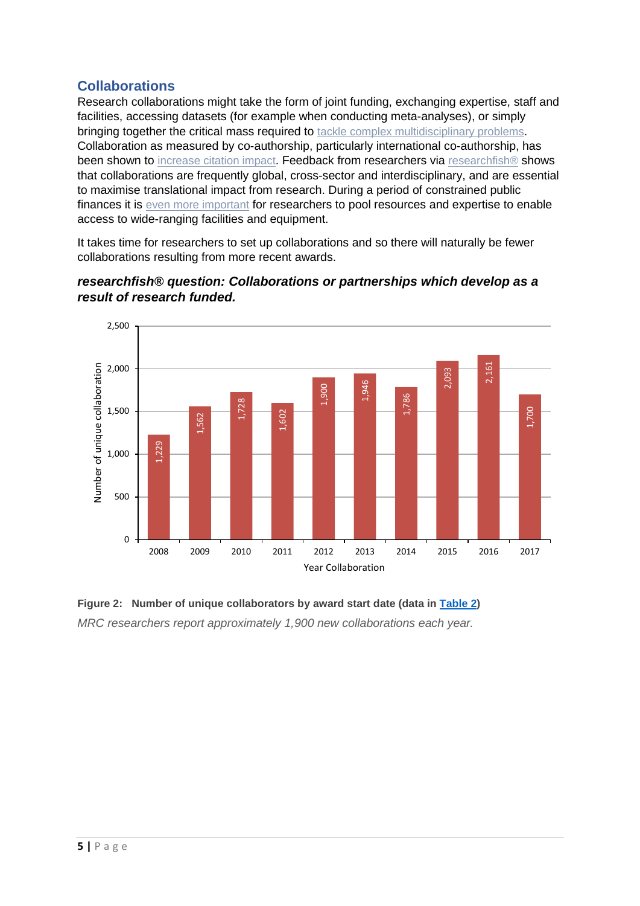## Collaborations

Research collaborations might take the form of joint funding, exchanging expertise, staff and facilities, accessing datasets (for example when conducting meta-analyses), or simply bringing together the critical mass required to tackle complex multidisciplinary problems. Collaboration as measured by co-authorship, particularly international co-authorship, has been shown to increase citation impact. Feedback from researchers via researchfish® shows that collaborations are frequently global, cross-sector and interdisciplinary, and are essential to maximise translational impact from research. During a period of constrained public finances it is even more important for researchers to pool resources and expertise to enable access to wide-ranging facilities and equipment.

It takes time for researchers to set up collaborations and so there will naturally be fewer collaborations resulting from more recent awards.

***researchfish® question: Collaborations or partnerships which develop as a result of research funded.***

| Year Collaboration | Number of unique collaboration |
|---|---|
| 2008 | 1,229 |
| 2009 | 1,562 |
| 2010 | 1,728 |
| 2011 | 1,602 |
| 2012 | 1,900 |
| 2013 | 1,946 |
| 2014 | 1,786 |
| 2015 | 2,093 |
| 2016 | 2,161 |
| 2017 | 1,700 |

**Figure 2: Number of unique collaborators by award start date (data in Table 2)**

*MRC researchers report approximately 1,900 new collaborations each year.*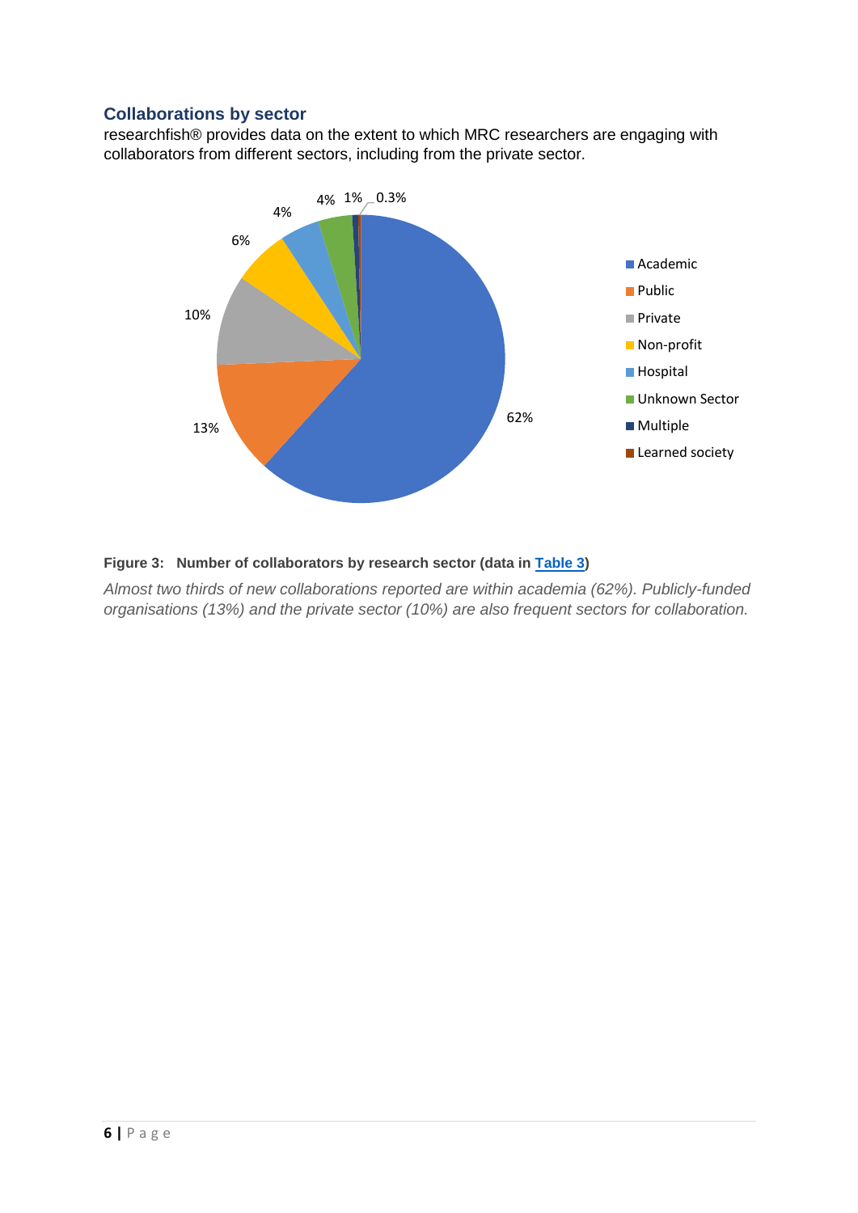### Collaborations by sector

researchfish® provides data on the extent to which MRC researchers are engaging with collaborators from different sectors, including from the private sector.

**Figure 3: Number of collaborators by research sector (data in Table 3)**

*Almost two thirds of new collaborations reported are within academia (62%). Publicly-funded organisations (13%) and the private sector (10%) are also frequent sectors for collaboration.*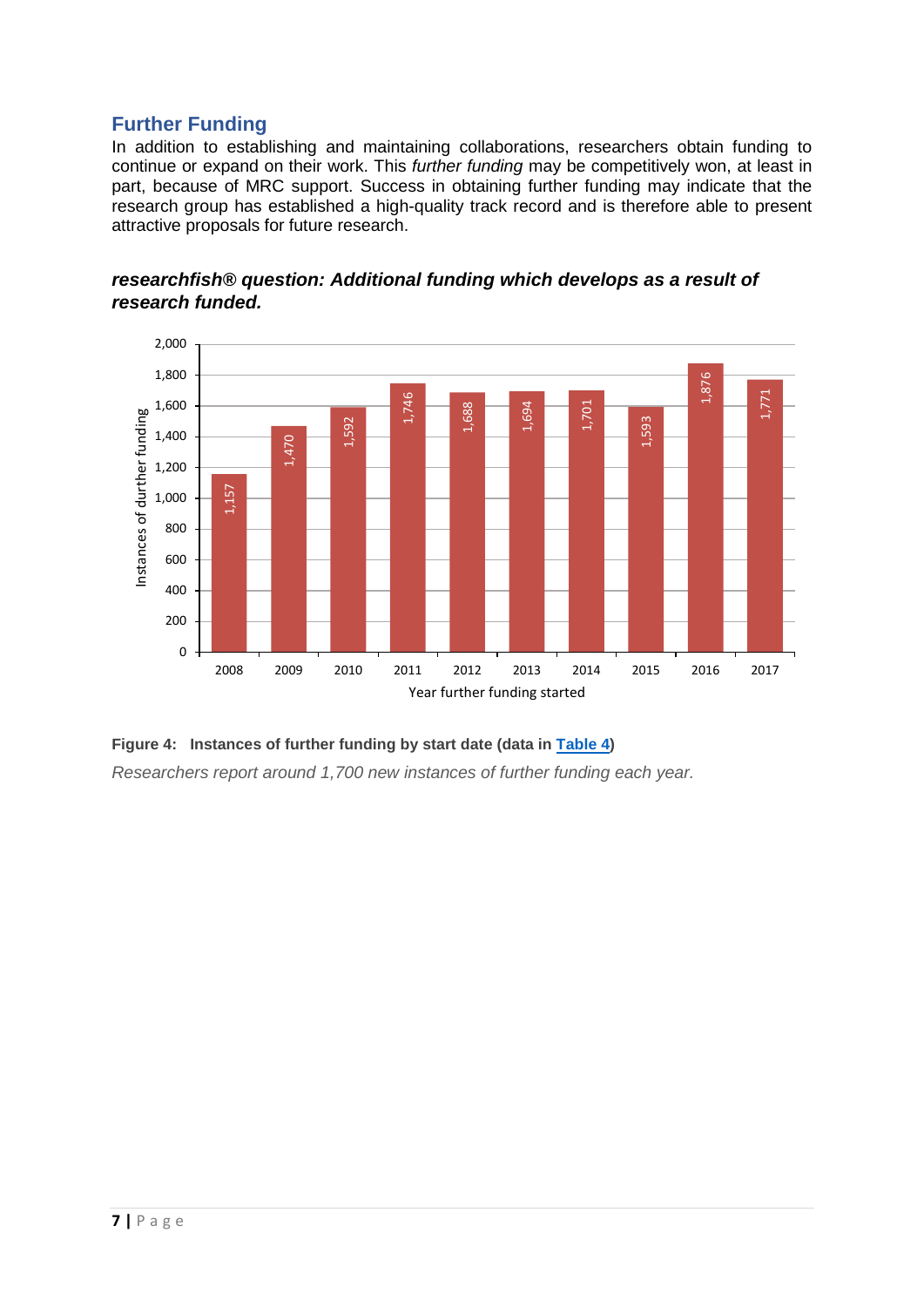## Further Funding

In addition to establishing and maintaining collaborations, researchers obtain funding to continue or expand on their work. This *further funding* may be competitively won, at least in part, because of MRC support. Success in obtaining further funding may indicate that the research group has established a high-quality track record and is therefore able to present attractive proposals for future research.

***researchfish® question: Additional funding which develops as a result of research funded.***

| Year further funding started | Instances of durther funding |
|---|---|
| 2008 | 1,157 |
| 2009 | 1,470 |
| 2010 | 1,592 |
| 2011 | 1,746 |
| 2012 | 1,688 |
| 2013 | 1,694 |
| 2014 | 1,701 |
| 2015 | 1,593 |
| 2016 | 1,876 |
| 2017 | 1,771 |

**Figure 4: Instances of further funding by start date (data in Table 4)**

*Researchers report around 1,700 new instances of further funding each year.*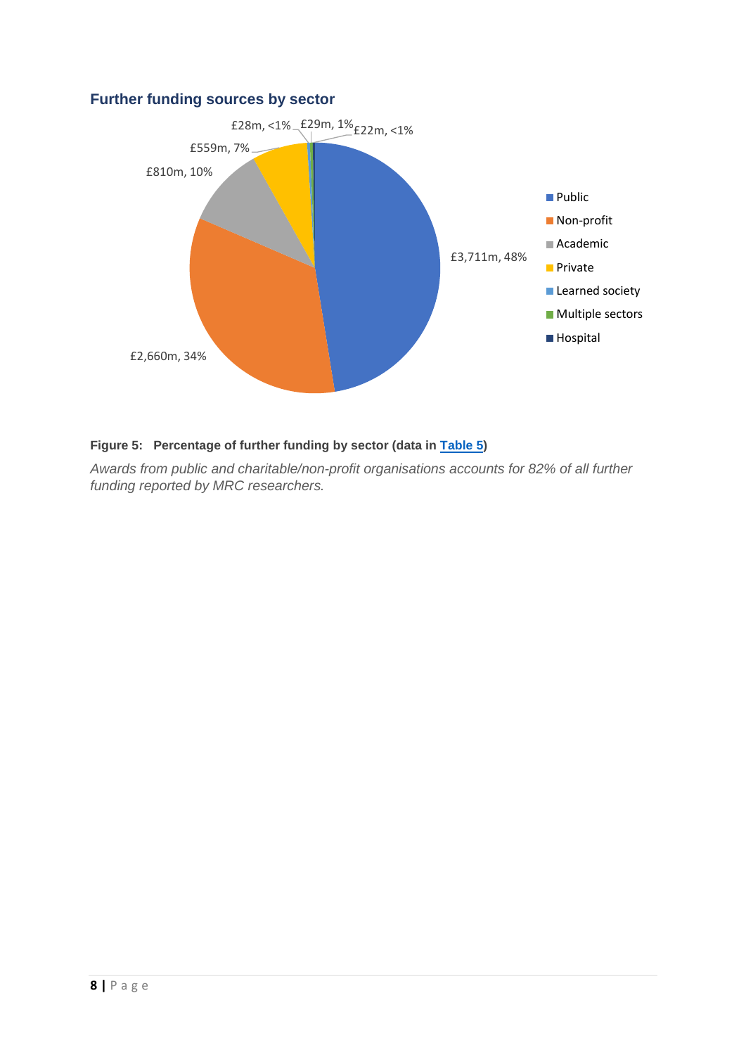### Further funding sources by sector

**Figure 5: Percentage of further funding by sector (data in Table 5)**

*Awards from public and charitable/non-profit organisations accounts for 82% of all further funding reported by MRC researchers.*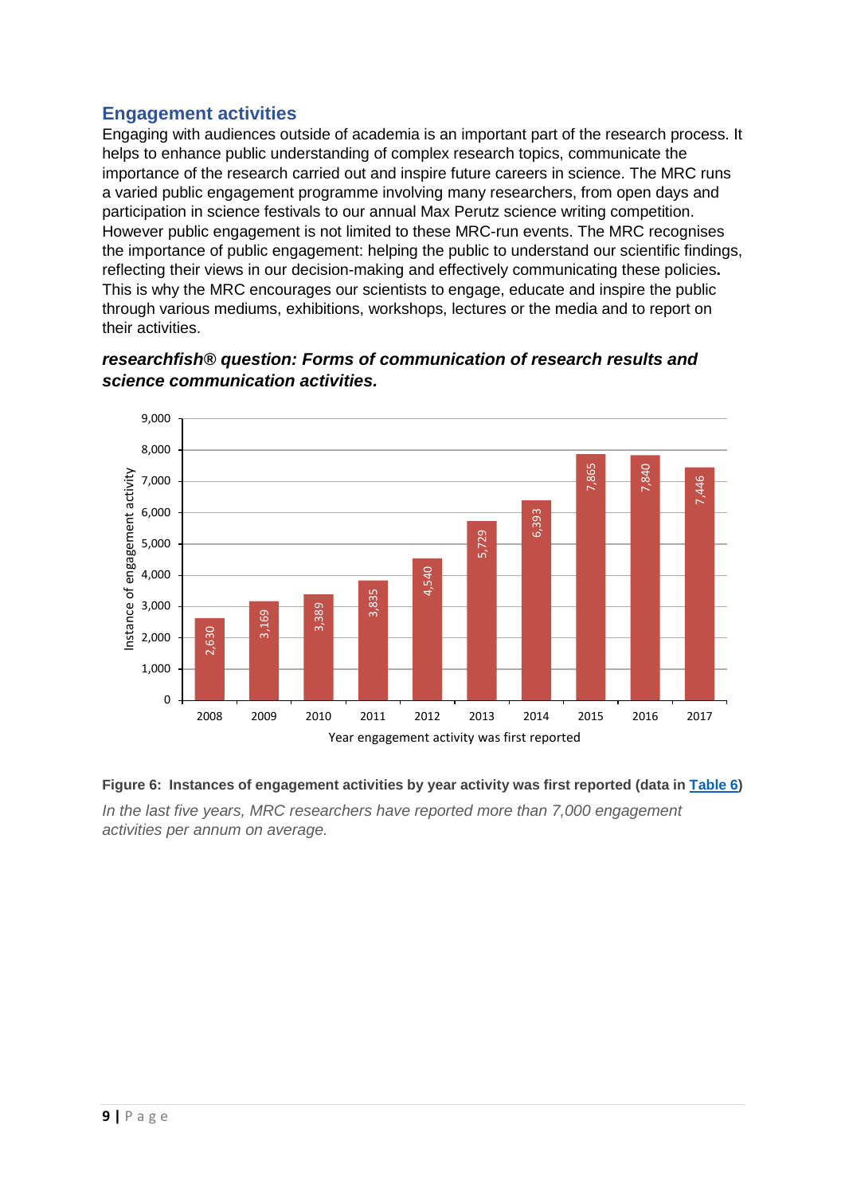## Engagement activities

Engaging with audiences outside of academia is an important part of the research process. It helps to enhance public understanding of complex research topics, communicate the importance of the research carried out and inspire future careers in science. The MRC runs a varied public engagement programme involving many researchers, from open days and participation in science festivals to our annual Max Perutz science writing competition. However public engagement is not limited to these MRC-run events. The MRC recognises the importance of public engagement: helping the public to understand our scientific findings, reflecting their views in our decision-making and effectively communicating these policies**.** This is why the MRC encourages our scientists to engage, educate and inspire the public through various mediums, exhibitions, workshops, lectures or the media and to report on their activities.

***researchfish® question: Forms of communication of research results and science communication activities.***

| Year engagement activity was first reported | Instance of engagement activity |
|---|---|
| 2008 | 2,630 |
| 2009 | 3,169 |
| 2010 | 3,389 |
| 2011 | 3,835 |
| 2012 | 4,540 |
| 2013 | 5,729 |
| 2014 | 6,393 |
| 2015 | 7,865 |
| 2016 | 7,840 |
| 2017 | 7,446 |

**Figure 6: Instances of engagement activities by year activity was first reported (data in Table 6)**

*In the last five years, MRC researchers have reported more than 7,000 engagement activities per annum on average.*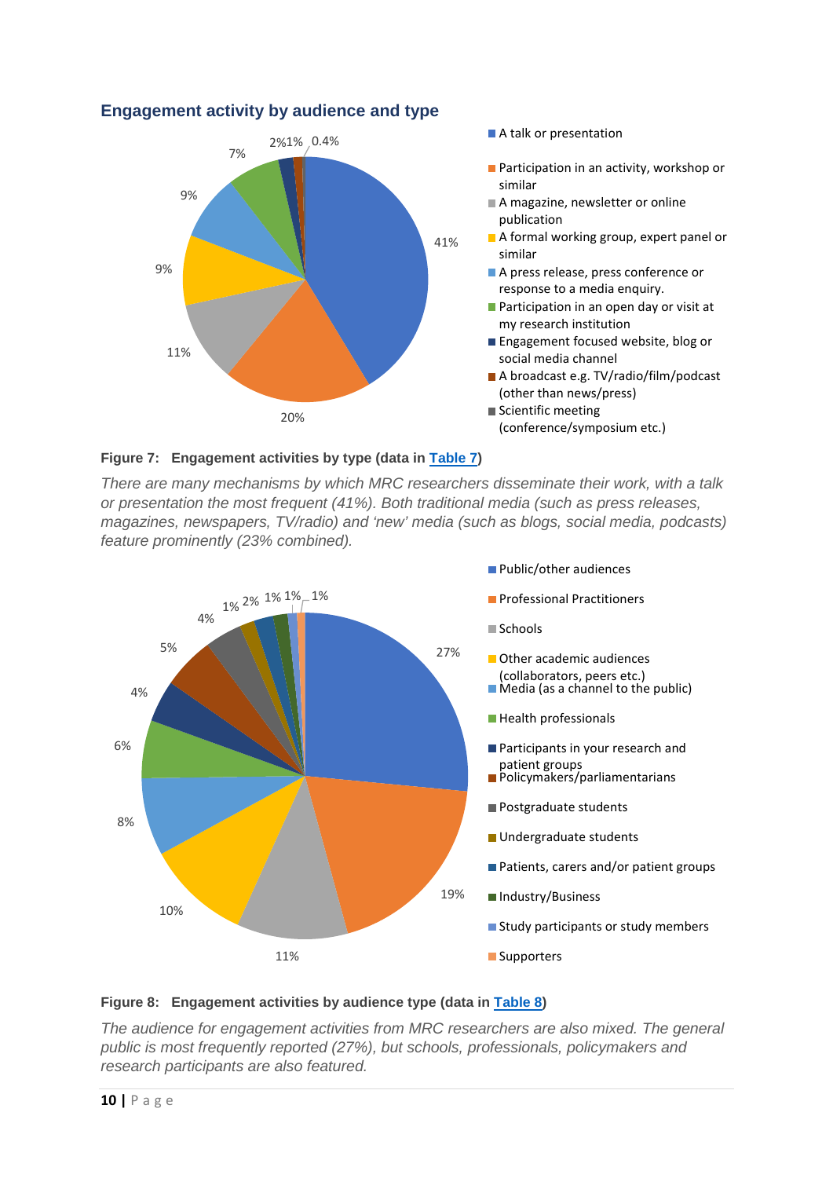## Engagement activity by audience and type

Figure 7: Engagement activities by type (data in Table 7)

*There are many mechanisms by which MRC researchers disseminate their work, with a talk or presentation the most frequent (41%). Both traditional media (such as press releases, magazines, newspapers, TV/radio) and 'new' media (such as blogs, social media, podcasts) feature prominently (23% combined).*

Figure 8: Engagement activities by audience type (data in Table 8)

*The audience for engagement activities from MRC researchers are also mixed. The general public is most frequently reported (27%), but schools, professionals, policymakers and research participants are also featured.*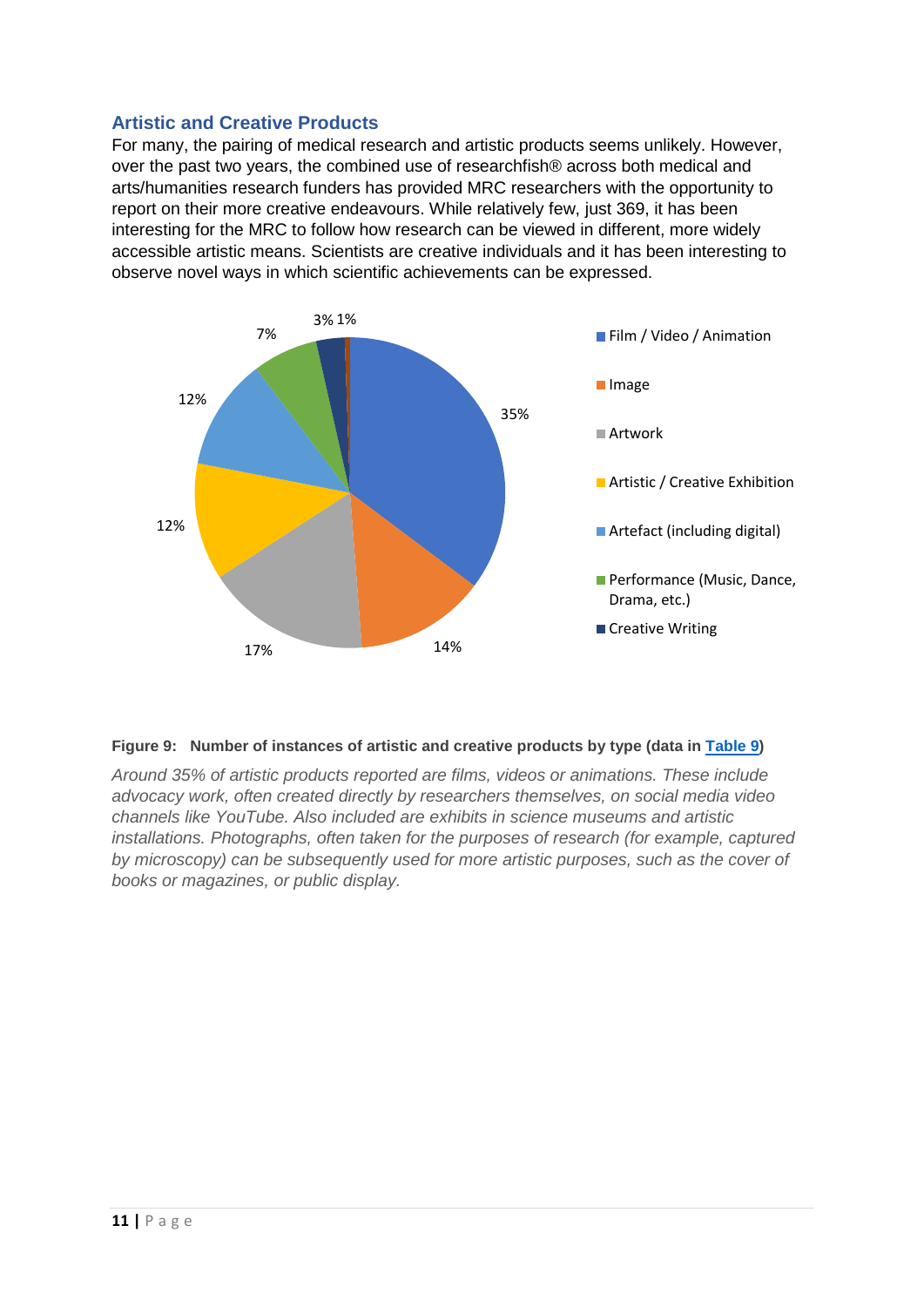## Artistic and Creative Products

For many, the pairing of medical research and artistic products seems unlikely. However, over the past two years, the combined use of researchfish® across both medical and arts/humanities research funders has provided MRC researchers with the opportunity to report on their more creative endeavours. While relatively few, just 369, it has been interesting for the MRC to follow how research can be viewed in different, more widely accessible artistic means. Scientists are creative individuals and it has been interesting to observe novel ways in which scientific achievements can be expressed.

**Figure 9: Number of instances of artistic and creative products by type (data in Table 9)**

*Around 35% of artistic products reported are films, videos or animations. These include advocacy work, often created directly by researchers themselves, on social media video channels like YouTube. Also included are exhibits in science museums and artistic installations. Photographs, often taken for the purposes of research (for example, captured by microscopy) can be subsequently used for more artistic purposes, such as the cover of books or magazines, or public display.*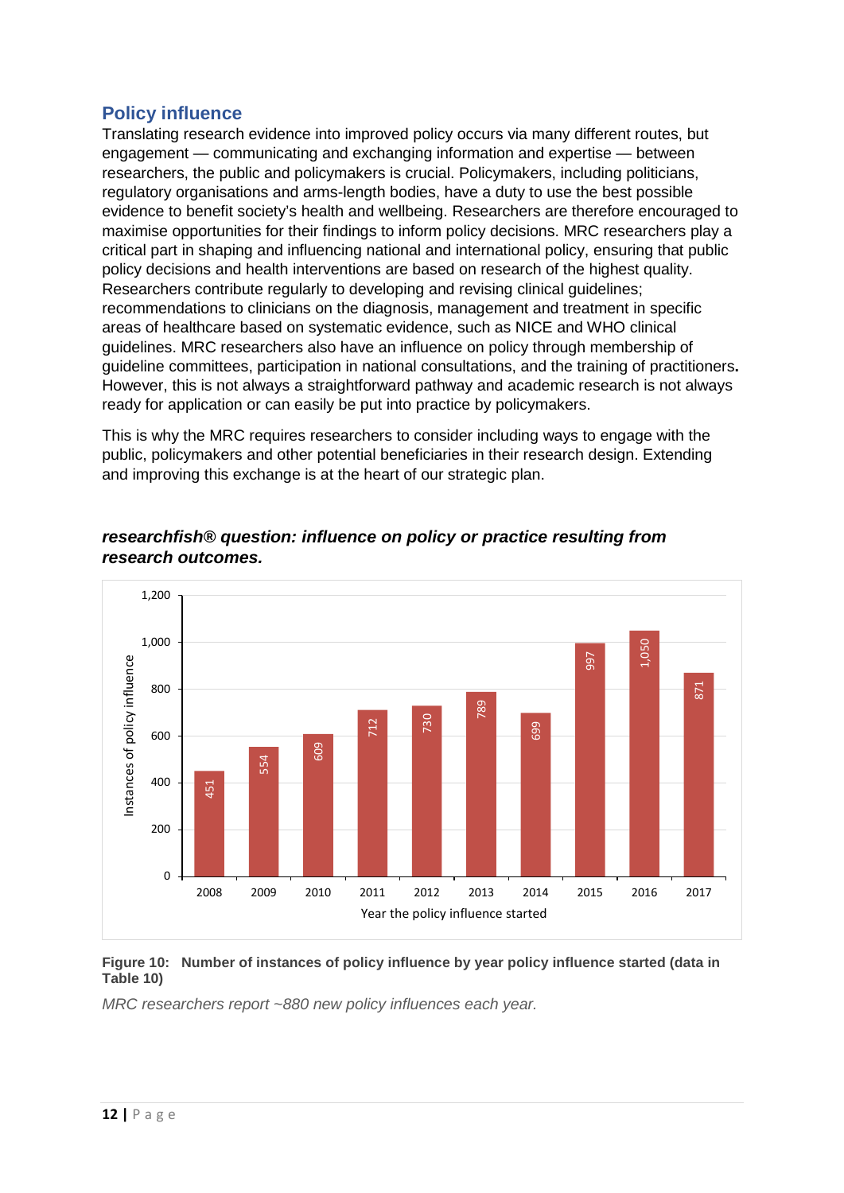## Policy influence

Translating research evidence into improved policy occurs via many different routes, but engagement — communicating and exchanging information and expertise — between researchers, the public and policymakers is crucial. Policymakers, including politicians, regulatory organisations and arms-length bodies, have a duty to use the best possible evidence to benefit society's health and wellbeing. Researchers are therefore encouraged to maximise opportunities for their findings to inform policy decisions. MRC researchers play a critical part in shaping and influencing national and international policy, ensuring that public policy decisions and health interventions are based on research of the highest quality. Researchers contribute regularly to developing and revising clinical guidelines; recommendations to clinicians on the diagnosis, management and treatment in specific areas of healthcare based on systematic evidence, such as NICE and WHO clinical guidelines. MRC researchers also have an influence on policy through membership of guideline committees, participation in national consultations, and the training of practitioners**.** However, this is not always a straightforward pathway and academic research is not always ready for application or can easily be put into practice by policymakers.

This is why the MRC requires researchers to consider including ways to engage with the public, policymakers and other potential beneficiaries in their research design. Extending and improving this exchange is at the heart of our strategic plan.

### *researchfish® question: influence on policy or practice resulting from research outcomes.*

| Year the policy influence started | Instances of policy influence |
|---|---|
| 2008 | 451 |
| 2009 | 554 |
| 2010 | 609 |
| 2011 | 712 |
| 2012 | 730 |
| 2013 | 789 |
| 2014 | 699 |
| 2015 | 997 |
| 2016 | 1,050 |
| 2017 | 871 |

**Figure 10: Number of instances of policy influence by year policy influence started (data in Table 10)**

*MRC researchers report ~880 new policy influences each year.*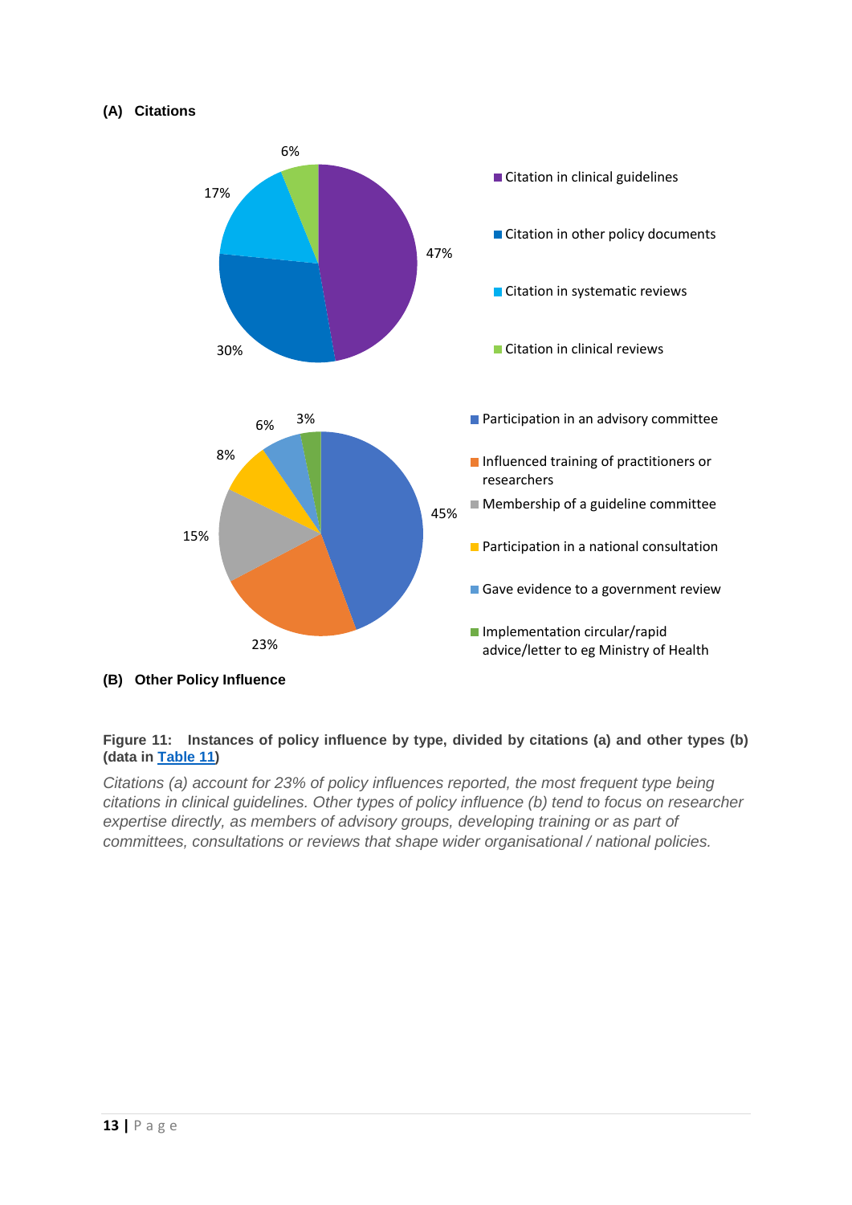**(A) Citations**

6%

17%

47%

30%

- Citation in clinical guidelines
- Citation in other policy documents
- Citation in systematic reviews
- Citation in clinical reviews

6% 3%

8%

45%

15%

23%

- Participation in an advisory committee
- Influenced training of practitioners or researchers
- Membership of a guideline committee
- Participation in a national consultation
- Gave evidence to a government review
- Implementation circular/rapid advice/letter to eg Ministry of Health

**(B) Other Policy Influence**

**Figure 11: Instances of policy influence by type, divided by citations (a) and other types (b) (data in [Table 11](#))**

*Citations (a) account for 23% of policy influences reported, the most frequent type being citations in clinical guidelines. Other types of policy influence (b) tend to focus on researcher expertise directly, as members of advisory groups, developing training or as part of committees, consultations or reviews that shape wider organisational / national policies.*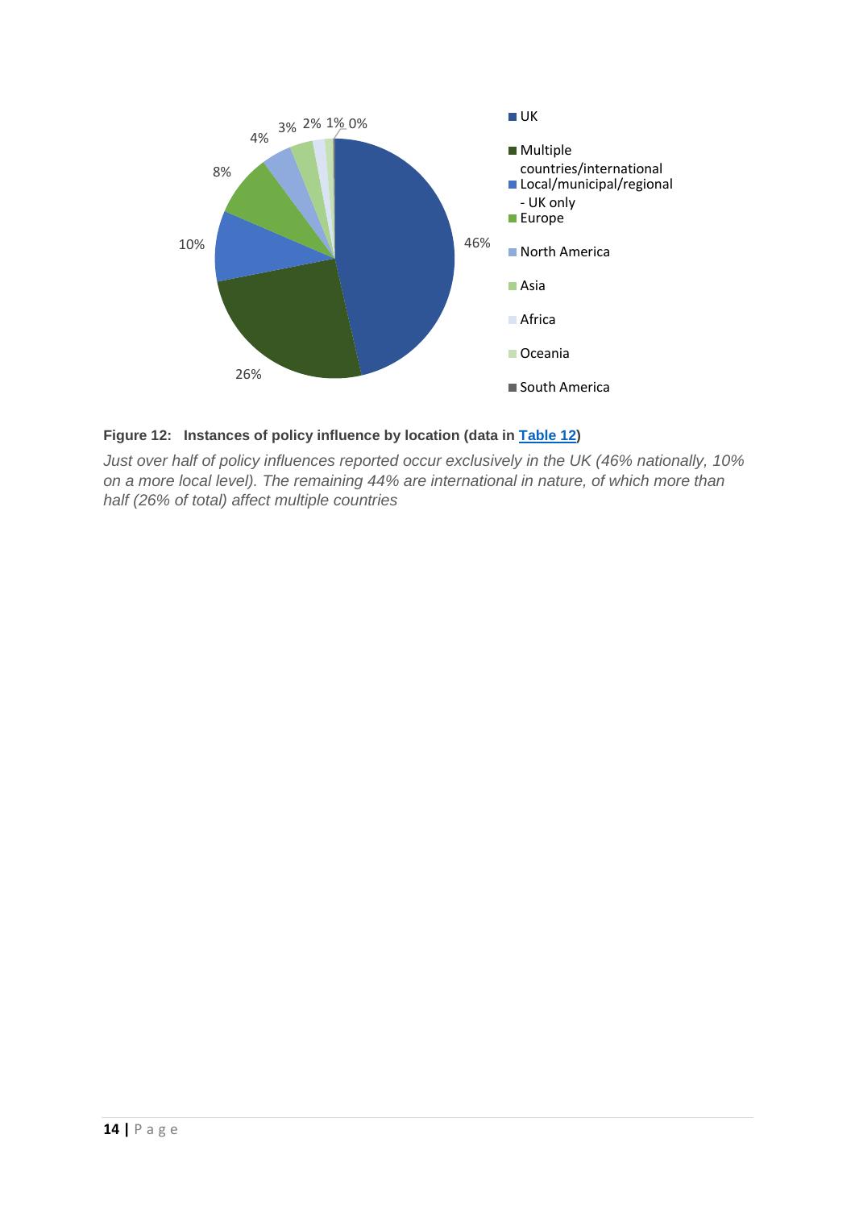**Figure 12: Instances of policy influence by location (data in Table 12)**

*Just over half of policy influences reported occur exclusively in the UK (46% nationally, 10% on a more local level). The remaining 44% are international in nature, of which more than half (26% of total) affect multiple countries*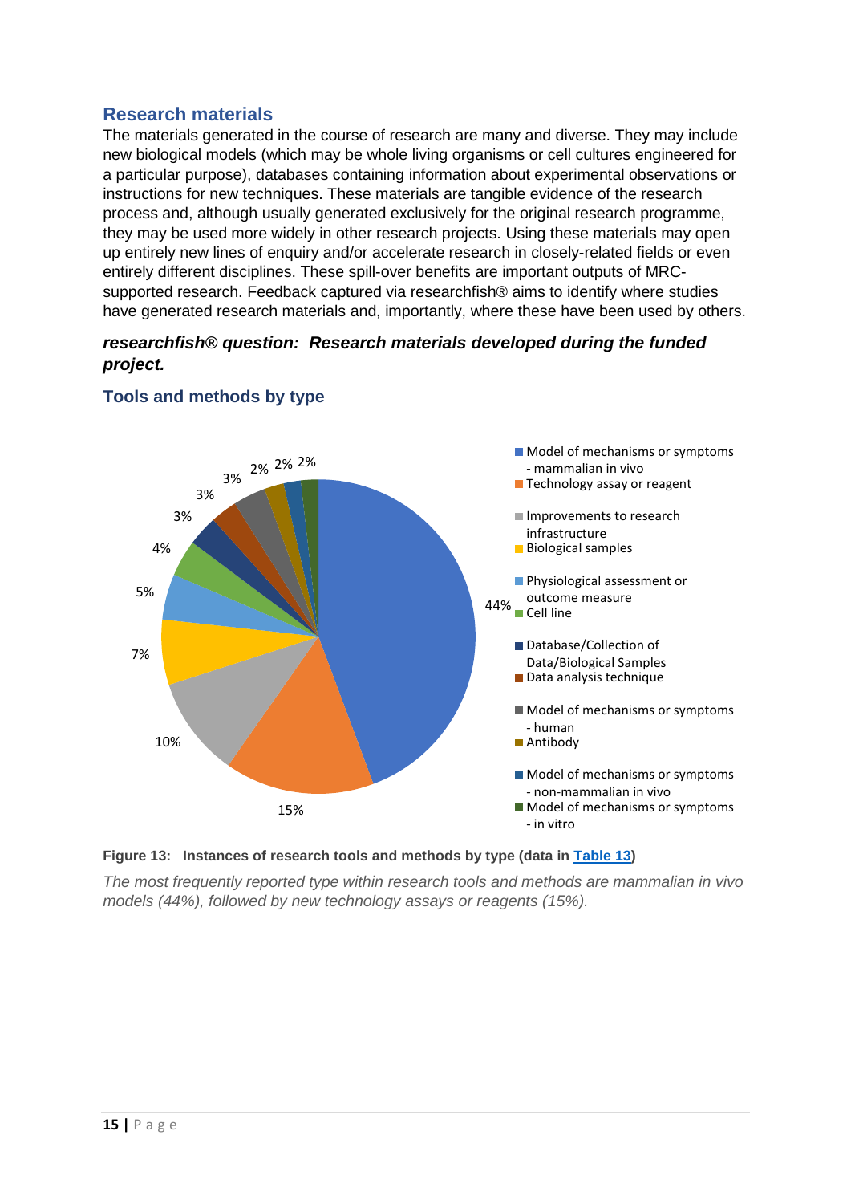## Research materials

The materials generated in the course of research are many and diverse. They may include new biological models (which may be whole living organisms or cell cultures engineered for a particular purpose), databases containing information about experimental observations or instructions for new techniques. These materials are tangible evidence of the research process and, although usually generated exclusively for the original research programme, they may be used more widely in other research projects. Using these materials may open up entirely new lines of enquiry and/or accelerate research in closely-related fields or even entirely different disciplines. These spill-over benefits are important outputs of MRC-supported research. Feedback captured via researchfish® aims to identify where studies have generated research materials and, importantly, where these have been used by others.

***researchfish® question: Research materials developed during the funded project.***

### Tools and methods by type

- Model of mechanisms or symptoms - mammalian in vivo: 44%
- Technology assay or reagent: 15%
- Improvements to research infrastructure: 10%
- Biological samples: 7%
- Physiological assessment or outcome measure: 5%
- Cell line: 4%
- Database/Collection of Data/Biological Samples: 3%
- Data analysis technique: 3%
- Model of mechanisms or symptoms - human: 3%
- Antibody: 2%
- Model of mechanisms or symptoms - non-mammalian in vivo: 2%
- Model of mechanisms or symptoms - in vitro: 2%

**Figure 13: Instances of research tools and methods by type (data in Table 13)**

*The most frequently reported type within research tools and methods are mammalian in vivo models (44%), followed by new technology assays or reagents (15%).*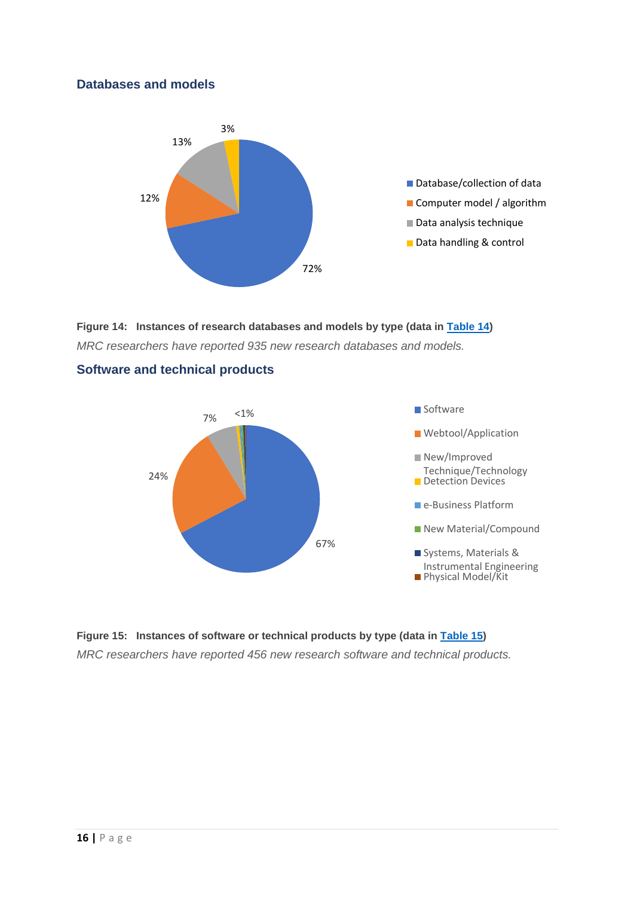## Databases and models

Figure 14: Instances of research databases and models by type (data in Table 14)

*MRC researchers have reported 935 new research databases and models.*

## Software and technical products

Figure 15: Instances of software or technical products by type (data in Table 15)

*MRC researchers have reported 456 new research software and technical products.*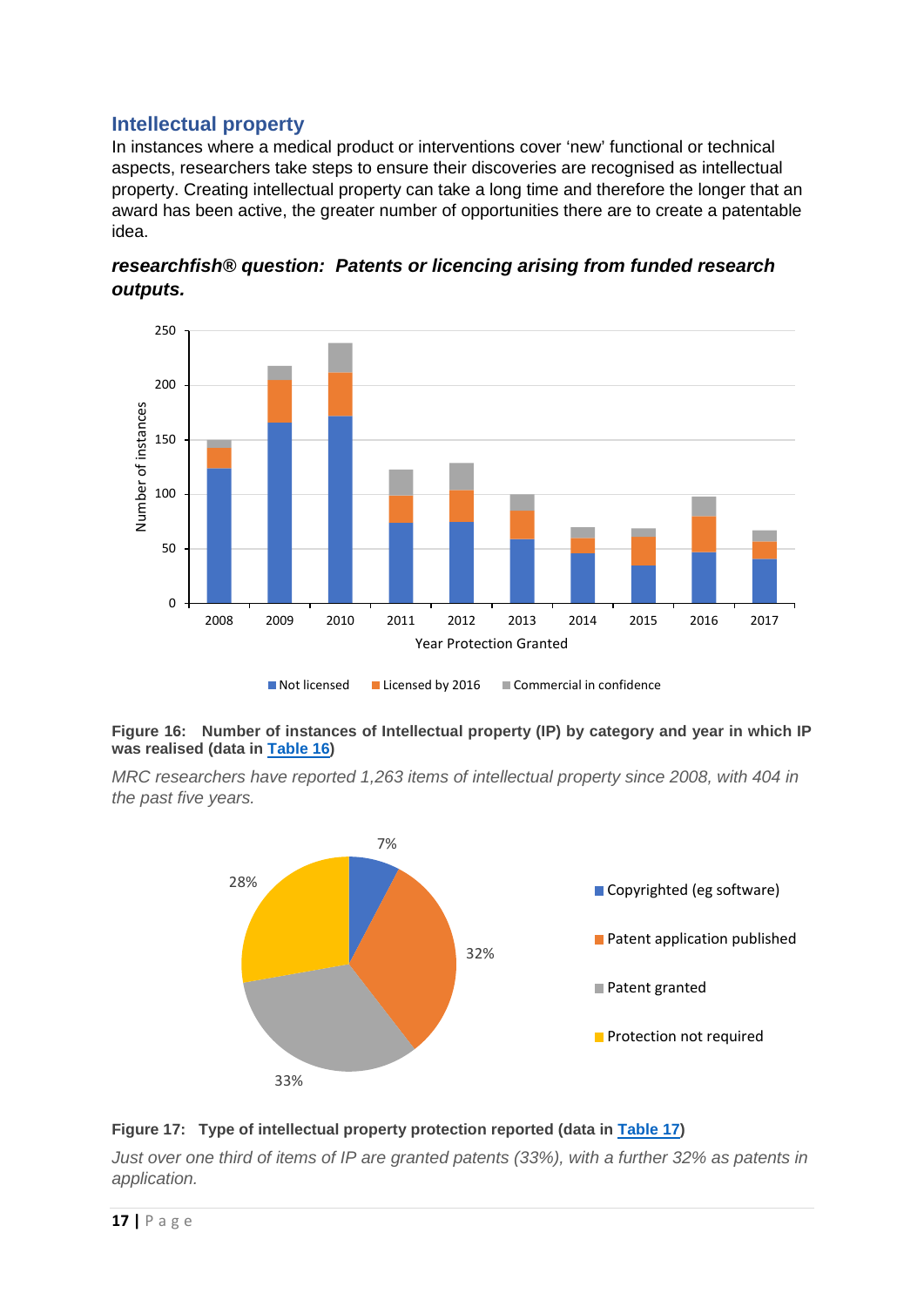## Intellectual property

In instances where a medical product or interventions cover 'new' functional or technical aspects, researchers take steps to ensure their discoveries are recognised as intellectual property. Creating intellectual property can take a long time and therefore the longer that an award has been active, the greater number of opportunities there are to create a patentable idea.

***researchfish® question: Patents or licencing arising from funded research outputs.***

**Figure 16: Number of instances of Intellectual property (IP) by category and year in which IP was realised (data in Table 16)**

*MRC researchers have reported 1,263 items of intellectual property since 2008, with 404 in the past five years.*

**Figure 17: Type of intellectual property protection reported (data in Table 17)**

*Just over one third of items of IP are granted patents (33%), with a further 32% as patents in application.*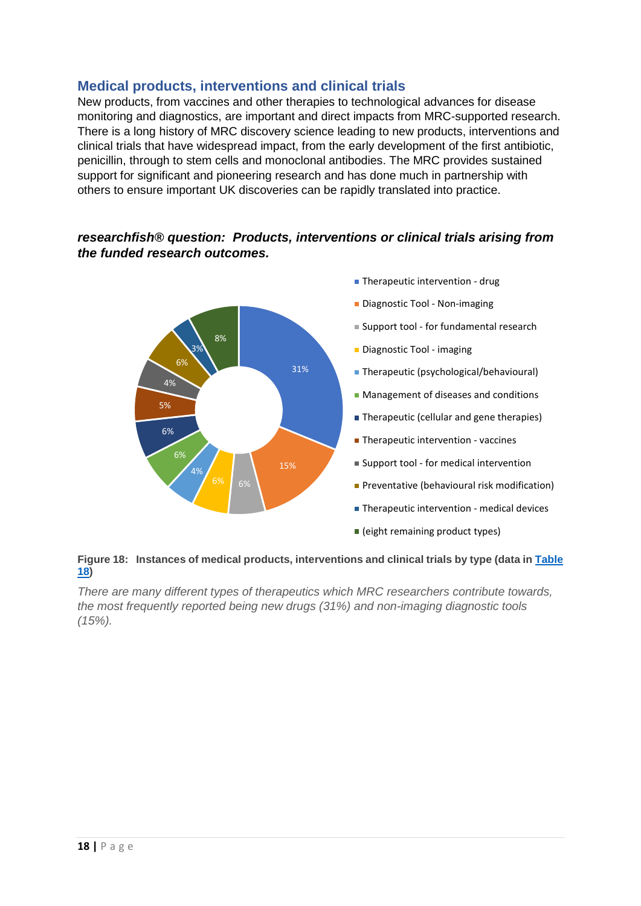## Medical products, interventions and clinical trials

New products, from vaccines and other therapies to technological advances for disease monitoring and diagnostics, are important and direct impacts from MRC-supported research. There is a long history of MRC discovery science leading to new products, interventions and clinical trials that have widespread impact, from the early development of the first antibiotic, penicillin, through to stem cells and monoclonal antibodies. The MRC provides sustained support for significant and pioneering research and has done much in partnership with others to ensure important UK discoveries can be rapidly translated into practice.

### *researchfish® question: Products, interventions or clinical trials arising from the funded research outcomes.*

- Therapeutic intervention - drug: 31%
- Diagnostic Tool - Non-imaging: 15%
- Support tool - for fundamental research: 6%
- Diagnostic Tool - imaging: 6%
- Therapeutic (psychological/behavioural): 4%
- Management of diseases and conditions: 6%
- Therapeutic (cellular and gene therapies): 6%
- Therapeutic intervention - vaccines: 5%
- Support tool - for medical intervention: 4%
- Preventative (behavioural risk modification): 6%
- Therapeutic intervention - medical devices: 3%
- (eight remaining product types): 8%

**Figure 18: Instances of medical products, interventions and clinical trials by type (data in Table 18)**

*There are many different types of therapeutics which MRC researchers contribute towards, the most frequently reported being new drugs (31%) and non-imaging diagnostic tools (15%).*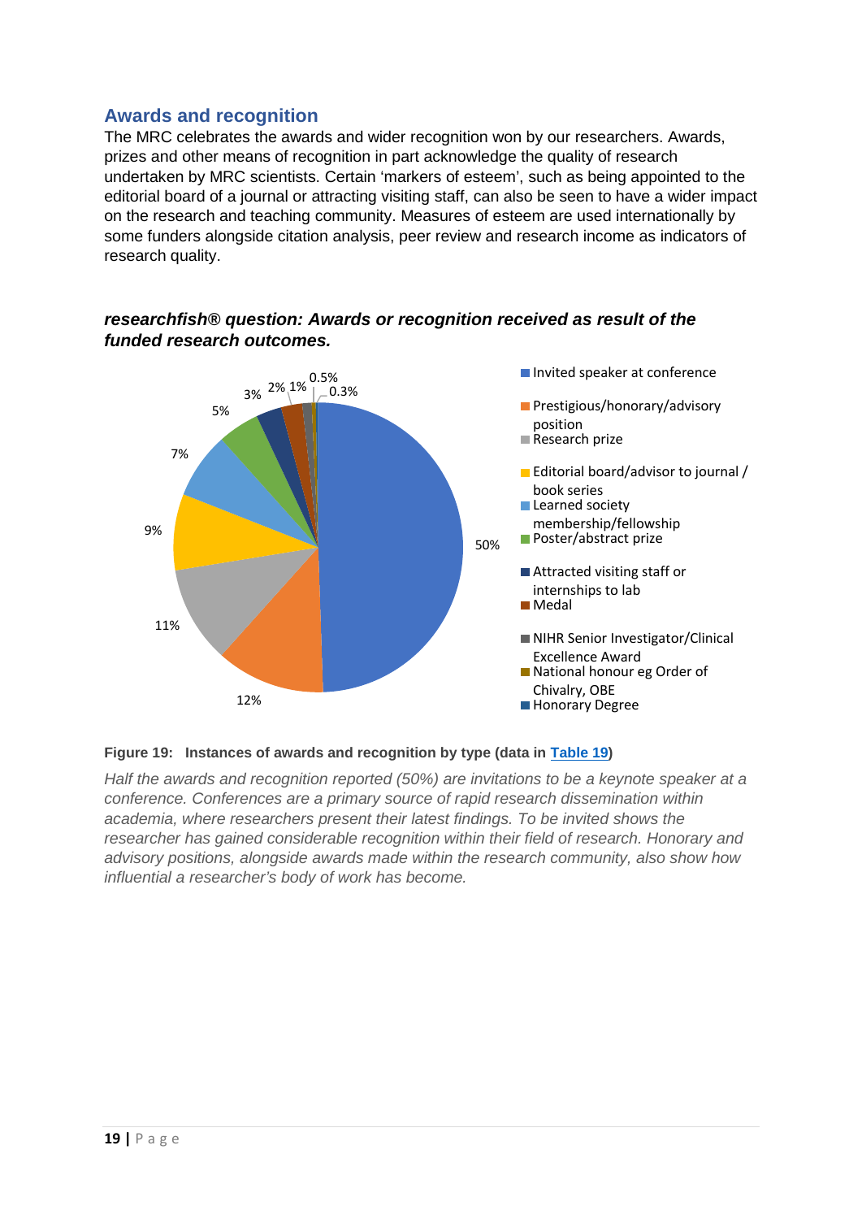## Awards and recognition

The MRC celebrates the awards and wider recognition won by our researchers. Awards, prizes and other means of recognition in part acknowledge the quality of research undertaken by MRC scientists. Certain 'markers of esteem', such as being appointed to the editorial board of a journal or attracting visiting staff, can also be seen to have a wider impact on the research and teaching community. Measures of esteem are used internationally by some funders alongside citation analysis, peer review and research income as indicators of research quality.

***researchfish® question: Awards or recognition received as result of the funded research outcomes.***

- Invited speaker at conference — 50%
- Prestigious/honorary/advisory position — 12%
- Research prize — 11%
- Editorial board/advisor to journal / book series — 9%
- Learned society membership/fellowship — 7%
- Poster/abstract prize — 5%
- Attracted visiting staff or internships to lab — 3%
- Medal — 2%
- NIHR Senior Investigator/Clinical Excellence Award — 1%
- National honour eg Order of Chivalry, OBE — 0.5%
- Honorary Degree — 0.3%

**Figure 19: Instances of awards and recognition by type (data in Table 19)**

*Half the awards and recognition reported (50%) are invitations to be a keynote speaker at a conference. Conferences are a primary source of rapid research dissemination within academia, where researchers present their latest findings. To be invited shows the researcher has gained considerable recognition within their field of research. Honorary and advisory positions, alongside awards made within the research community, also show how influential a researcher's body of work has become.*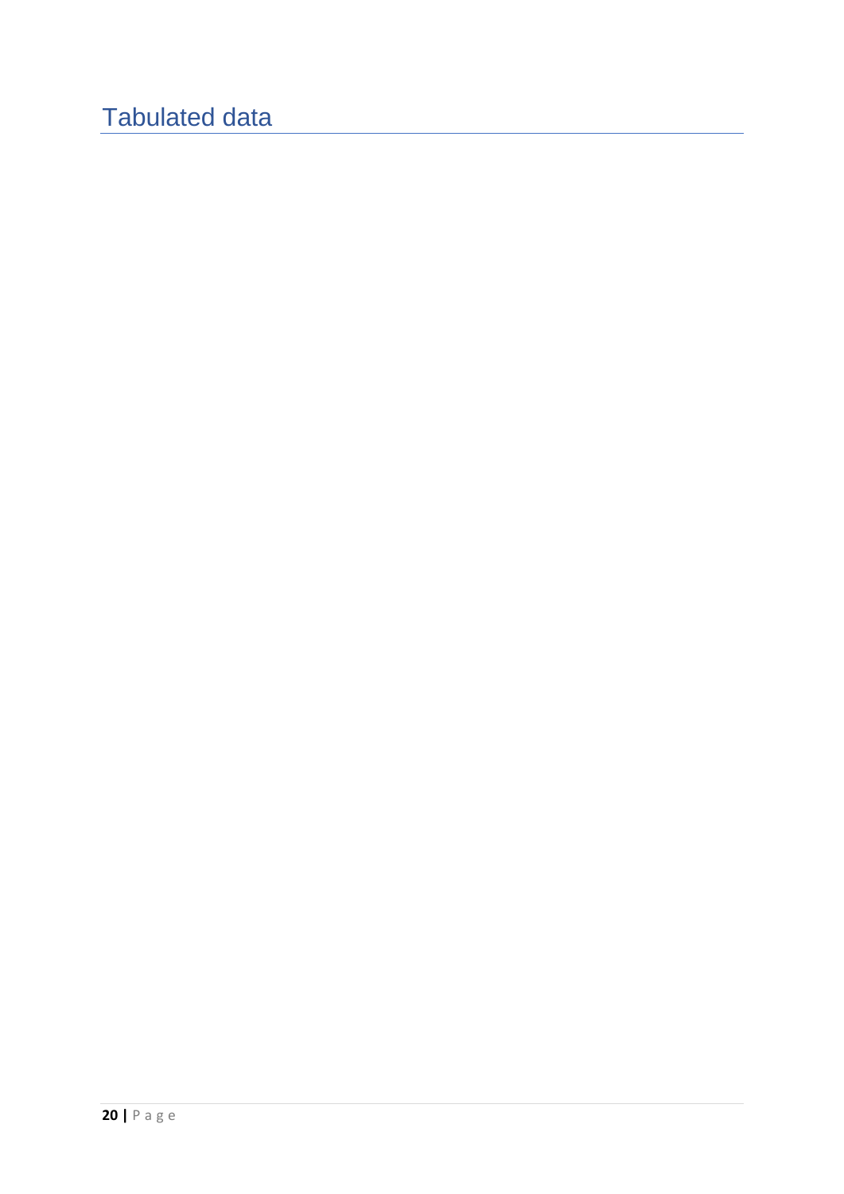# Tabulated data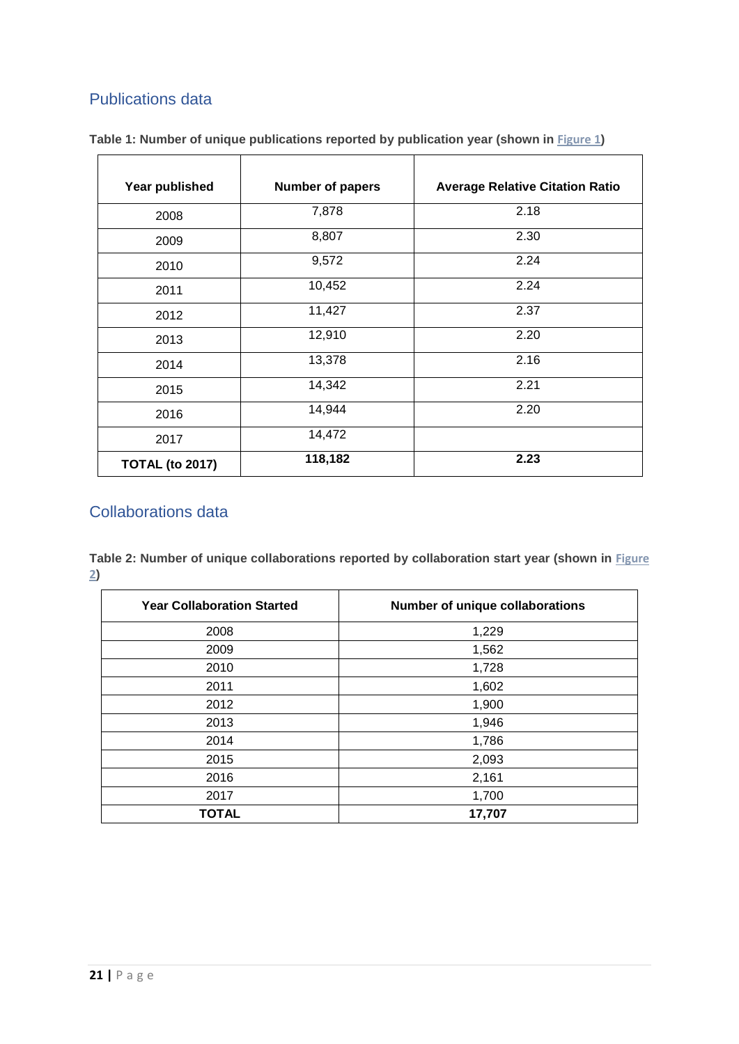## Publications data

**Table 1: Number of unique publications reported by publication year (shown in Figure 1)**

| Year published | Number of papers | Average Relative Citation Ratio |
|---|---|---|
| 2008 | 7,878 | 2.18 |
| 2009 | 8,807 | 2.30 |
| 2010 | 9,572 | 2.24 |
| 2011 | 10,452 | 2.24 |
| 2012 | 11,427 | 2.37 |
| 2013 | 12,910 | 2.20 |
| 2014 | 13,378 | 2.16 |
| 2015 | 14,342 | 2.21 |
| 2016 | 14,944 | 2.20 |
| 2017 | 14,472 | |
| **TOTAL (to 2017)** | **118,182** | **2.23** |

## Collaborations data

**Table 2: Number of unique collaborations reported by collaboration start year (shown in Figure 2)**

| Year Collaboration Started | Number of unique collaborations |
|---|---|
| 2008 | 1,229 |
| 2009 | 1,562 |
| 2010 | 1,728 |
| 2011 | 1,602 |
| 2012 | 1,900 |
| 2013 | 1,946 |
| 2014 | 1,786 |
| 2015 | 2,093 |
| 2016 | 2,161 |
| 2017 | 1,700 |
| **TOTAL** | **17,707** |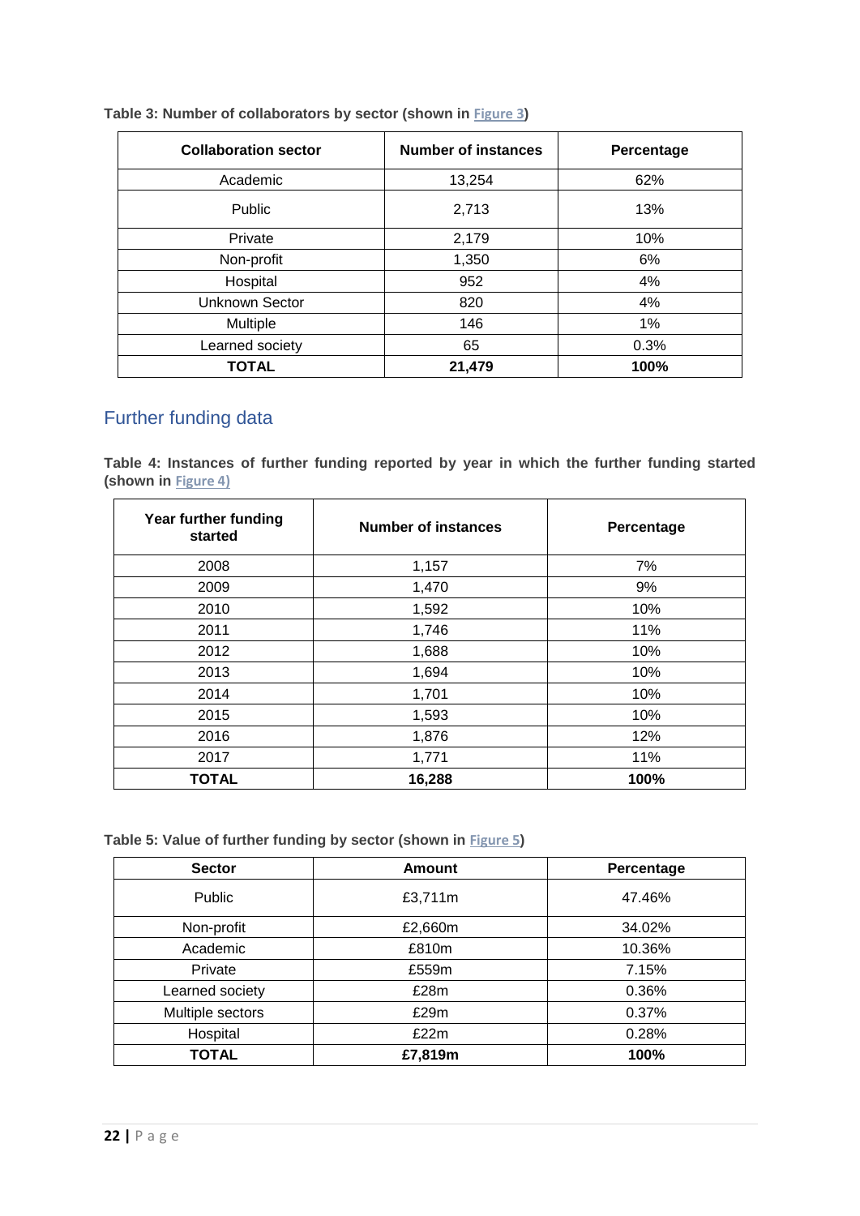**Table 3: Number of collaborators by sector (shown in Figure 3)**

| Collaboration sector | Number of instances | Percentage |
|---|---|---|
| Academic | 13,254 | 62% |
| Public | 2,713 | 13% |
| Private | 2,179 | 10% |
| Non-profit | 1,350 | 6% |
| Hospital | 952 | 4% |
| Unknown Sector | 820 | 4% |
| Multiple | 146 | 1% |
| Learned society | 65 | 0.3% |
| **TOTAL** | **21,479** | **100%** |

## Further funding data

**Table 4: Instances of further funding reported by year in which the further funding started (shown in Figure 4)**

| Year further funding started | Number of instances | Percentage |
|---|---|---|
| 2008 | 1,157 | 7% |
| 2009 | 1,470 | 9% |
| 2010 | 1,592 | 10% |
| 2011 | 1,746 | 11% |
| 2012 | 1,688 | 10% |
| 2013 | 1,694 | 10% |
| 2014 | 1,701 | 10% |
| 2015 | 1,593 | 10% |
| 2016 | 1,876 | 12% |
| 2017 | 1,771 | 11% |
| **TOTAL** | **16,288** | **100%** |

**Table 5: Value of further funding by sector (shown in Figure 5)**

| Sector | Amount | Percentage |
|---|---|---|
| Public | £3,711m | 47.46% |
| Non-profit | £2,660m | 34.02% |
| Academic | £810m | 10.36% |
| Private | £559m | 7.15% |
| Learned society | £28m | 0.36% |
| Multiple sectors | £29m | 0.37% |
| Hospital | £22m | 0.28% |
| **TOTAL** | **£7,819m** | **100%** |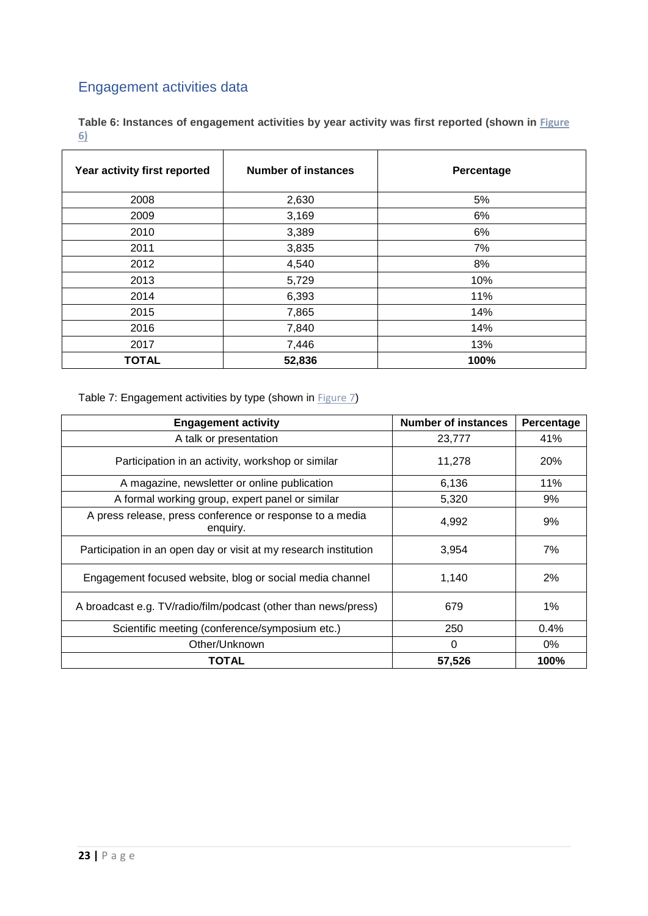## Engagement activities data

**Table 6: Instances of engagement activities by year activity was first reported (shown in Figure 6)**

| Year activity first reported | Number of instances | Percentage |
|---|---|---|
| 2008 | 2,630 | 5% |
| 2009 | 3,169 | 6% |
| 2010 | 3,389 | 6% |
| 2011 | 3,835 | 7% |
| 2012 | 4,540 | 8% |
| 2013 | 5,729 | 10% |
| 2014 | 6,393 | 11% |
| 2015 | 7,865 | 14% |
| 2016 | 7,840 | 14% |
| 2017 | 7,446 | 13% |
| **TOTAL** | **52,836** | **100%** |

Table 7: Engagement activities by type (shown in Figure 7)

| Engagement activity | Number of instances | Percentage |
|---|---|---|
| A talk or presentation | 23,777 | 41% |
| Participation in an activity, workshop or similar | 11,278 | 20% |
| A magazine, newsletter or online publication | 6,136 | 11% |
| A formal working group, expert panel or similar | 5,320 | 9% |
| A press release, press conference or response to a media enquiry. | 4,992 | 9% |
| Participation in an open day or visit at my research institution | 3,954 | 7% |
| Engagement focused website, blog or social media channel | 1,140 | 2% |
| A broadcast e.g. TV/radio/film/podcast (other than news/press) | 679 | 1% |
| Scientific meeting (conference/symposium etc.) | 250 | 0.4% |
| Other/Unknown | 0 | 0% |
| **TOTAL** | **57,526** | **100%** |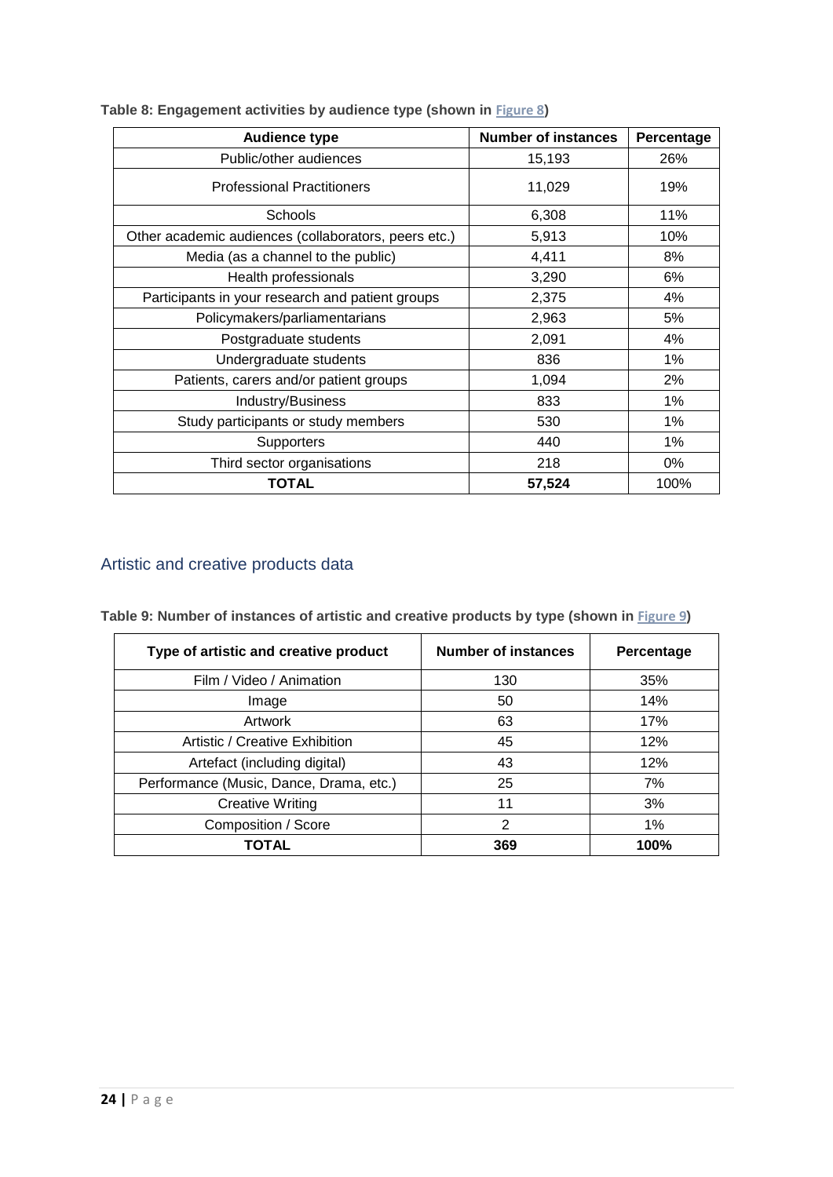**Table 8: Engagement activities by audience type (shown in Figure 8)**

| Audience type | Number of instances | Percentage |
|---|---|---|
| Public/other audiences | 15,193 | 26% |
| Professional Practitioners | 11,029 | 19% |
| Schools | 6,308 | 11% |
| Other academic audiences (collaborators, peers etc.) | 5,913 | 10% |
| Media (as a channel to the public) | 4,411 | 8% |
| Health professionals | 3,290 | 6% |
| Participants in your research and patient groups | 2,375 | 4% |
| Policymakers/parliamentarians | 2,963 | 5% |
| Postgraduate students | 2,091 | 4% |
| Undergraduate students | 836 | 1% |
| Patients, carers and/or patient groups | 1,094 | 2% |
| Industry/Business | 833 | 1% |
| Study participants or study members | 530 | 1% |
| Supporters | 440 | 1% |
| Third sector organisations | 218 | 0% |
| **TOTAL** | **57,524** | 100% |

## Artistic and creative products data

**Table 9: Number of instances of artistic and creative products by type (shown in Figure 9)**

| Type of artistic and creative product | Number of instances | Percentage |
|---|---|---|
| Film / Video / Animation | 130 | 35% |
| Image | 50 | 14% |
| Artwork | 63 | 17% |
| Artistic / Creative Exhibition | 45 | 12% |
| Artefact (including digital) | 43 | 12% |
| Performance (Music, Dance, Drama, etc.) | 25 | 7% |
| Creative Writing | 11 | 3% |
| Composition / Score | 2 | 1% |
| **TOTAL** | **369** | **100%** |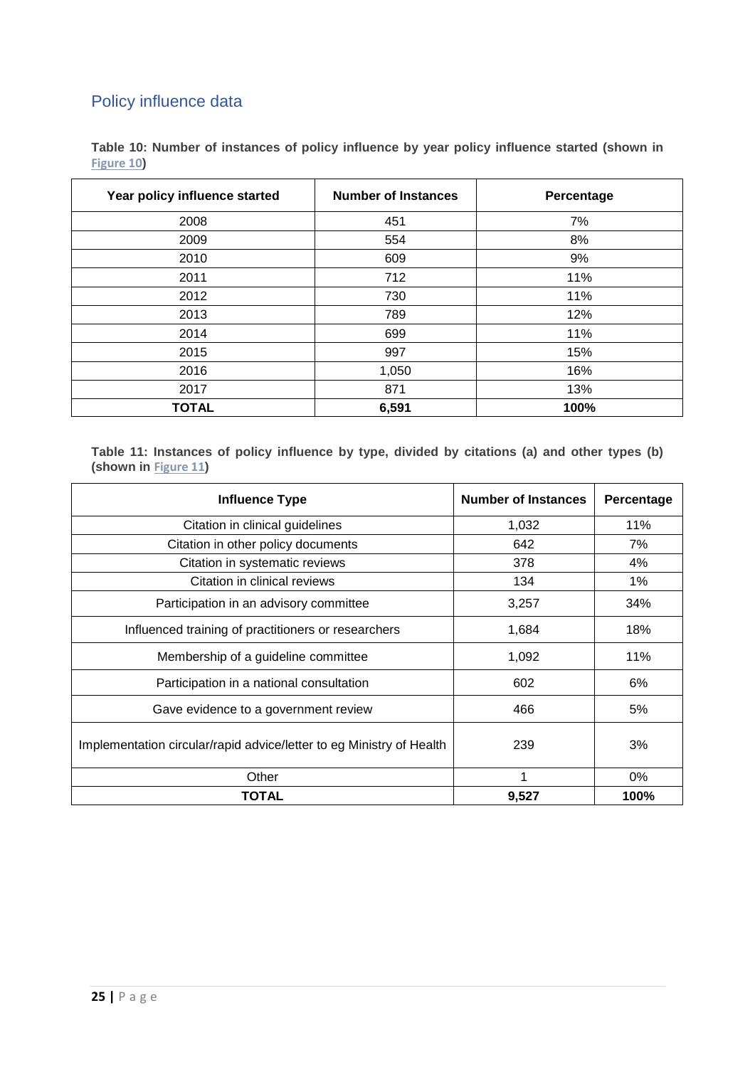## Policy influence data

**Table 10: Number of instances of policy influence by year policy influence started (shown in Figure 10)**

| Year policy influence started | Number of Instances | Percentage |
|---|---|---|
| 2008 | 451 | 7% |
| 2009 | 554 | 8% |
| 2010 | 609 | 9% |
| 2011 | 712 | 11% |
| 2012 | 730 | 11% |
| 2013 | 789 | 12% |
| 2014 | 699 | 11% |
| 2015 | 997 | 15% |
| 2016 | 1,050 | 16% |
| 2017 | 871 | 13% |
| **TOTAL** | **6,591** | **100%** |

**Table 11: Instances of policy influence by type, divided by citations (a) and other types (b) (shown in Figure 11)**

| Influence Type | Number of Instances | Percentage |
|---|---|---|
| Citation in clinical guidelines | 1,032 | 11% |
| Citation in other policy documents | 642 | 7% |
| Citation in systematic reviews | 378 | 4% |
| Citation in clinical reviews | 134 | 1% |
| Participation in an advisory committee | 3,257 | 34% |
| Influenced training of practitioners or researchers | 1,684 | 18% |
| Membership of a guideline committee | 1,092 | 11% |
| Participation in a national consultation | 602 | 6% |
| Gave evidence to a government review | 466 | 5% |
| Implementation circular/rapid advice/letter to eg Ministry of Health | 239 | 3% |
| Other | 1 | 0% |
| **TOTAL** | **9,527** | **100%** |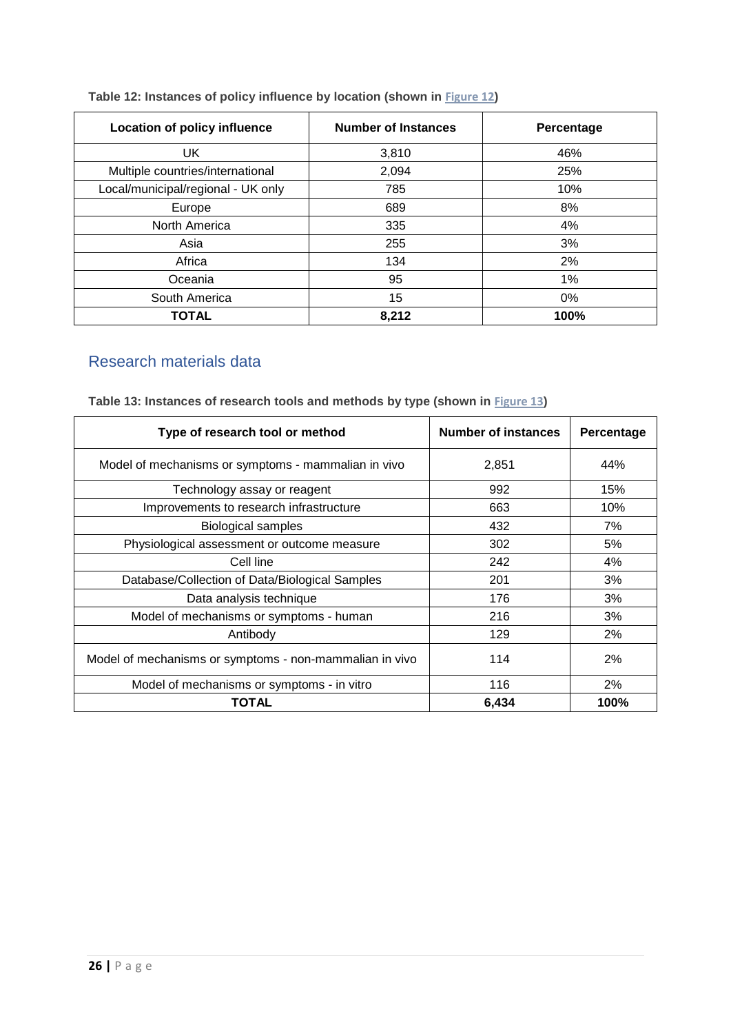**Table 12: Instances of policy influence by location (shown in Figure 12)**

| Location of policy influence | Number of Instances | Percentage |
|---|---|---|
| UK | 3,810 | 46% |
| Multiple countries/international | 2,094 | 25% |
| Local/municipal/regional - UK only | 785 | 10% |
| Europe | 689 | 8% |
| North America | 335 | 4% |
| Asia | 255 | 3% |
| Africa | 134 | 2% |
| Oceania | 95 | 1% |
| South America | 15 | 0% |
| **TOTAL** | **8,212** | **100%** |

## Research materials data

**Table 13: Instances of research tools and methods by type (shown in Figure 13)**

| Type of research tool or method | Number of instances | Percentage |
|---|---|---|
| Model of mechanisms or symptoms - mammalian in vivo | 2,851 | 44% |
| Technology assay or reagent | 992 | 15% |
| Improvements to research infrastructure | 663 | 10% |
| Biological samples | 432 | 7% |
| Physiological assessment or outcome measure | 302 | 5% |
| Cell line | 242 | 4% |
| Database/Collection of Data/Biological Samples | 201 | 3% |
| Data analysis technique | 176 | 3% |
| Model of mechanisms or symptoms - human | 216 | 3% |
| Antibody | 129 | 2% |
| Model of mechanisms or symptoms - non-mammalian in vivo | 114 | 2% |
| Model of mechanisms or symptoms - in vitro | 116 | 2% |
| **TOTAL** | **6,434** | **100%** |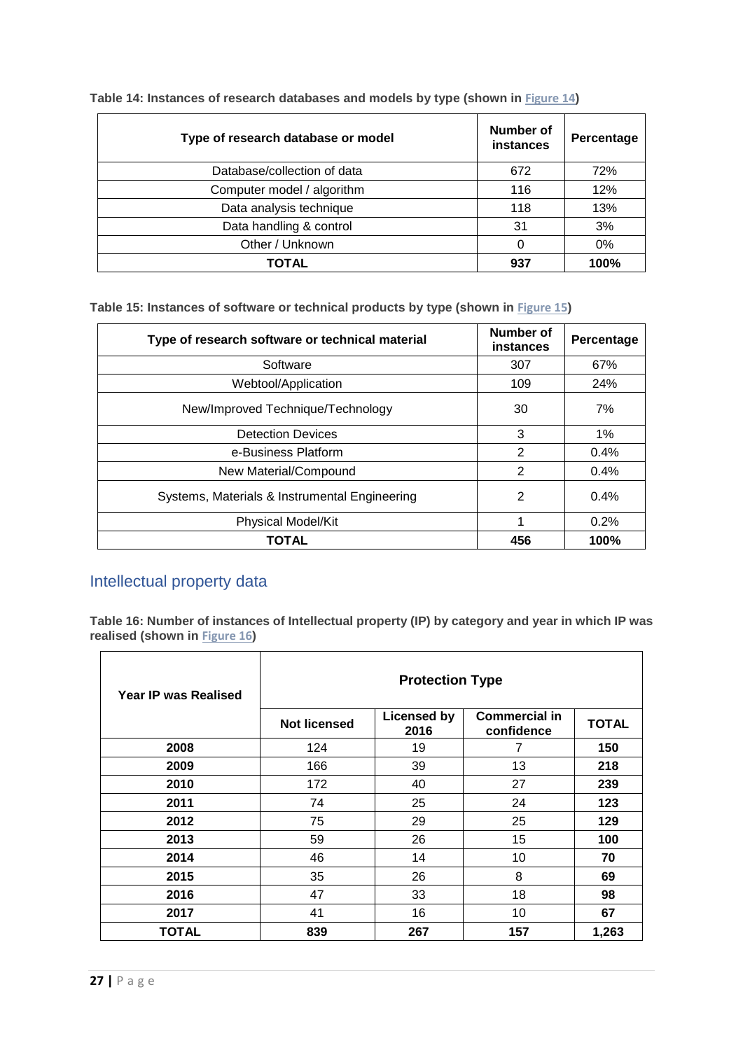**Table 14: Instances of research databases and models by type (shown in Figure 14)**

| Type of research database or model | Number of instances | Percentage |
|---|---|---|
| Database/collection of data | 672 | 72% |
| Computer model / algorithm | 116 | 12% |
| Data analysis technique | 118 | 13% |
| Data handling & control | 31 | 3% |
| Other / Unknown | 0 | 0% |
| **TOTAL** | **937** | **100%** |

**Table 15: Instances of software or technical products by type (shown in Figure 15)**

| Type of research software or technical material | Number of instances | Percentage |
|---|---|---|
| Software | 307 | 67% |
| Webtool/Application | 109 | 24% |
| New/Improved Technique/Technology | 30 | 7% |
| Detection Devices | 3 | 1% |
| e-Business Platform | 2 | 0.4% |
| New Material/Compound | 2 | 0.4% |
| Systems, Materials & Instrumental Engineering | 2 | 0.4% |
| Physical Model/Kit | 1 | 0.2% |
| **TOTAL** | **456** | **100%** |

## Intellectual property data

**Table 16: Number of instances of Intellectual property (IP) by category and year in which IP was realised (shown in Figure 16)**

| Year IP was Realised | Protection Type | | | |
|---|---|---|---|---|
| | Not licensed | Licensed by 2016 | Commercial in confidence | TOTAL |
| 2008 | 124 | 19 | 7 | **150** |
| 2009 | 166 | 39 | 13 | **218** |
| 2010 | 172 | 40 | 27 | **239** |
| 2011 | 74 | 25 | 24 | **123** |
| 2012 | 75 | 29 | 25 | **129** |
| 2013 | 59 | 26 | 15 | **100** |
| 2014 | 46 | 14 | 10 | **70** |
| 2015 | 35 | 26 | 8 | **69** |
| 2016 | 47 | 33 | 18 | **98** |
| 2017 | 41 | 16 | 10 | **67** |
| **TOTAL** | **839** | **267** | **157** | **1,263** |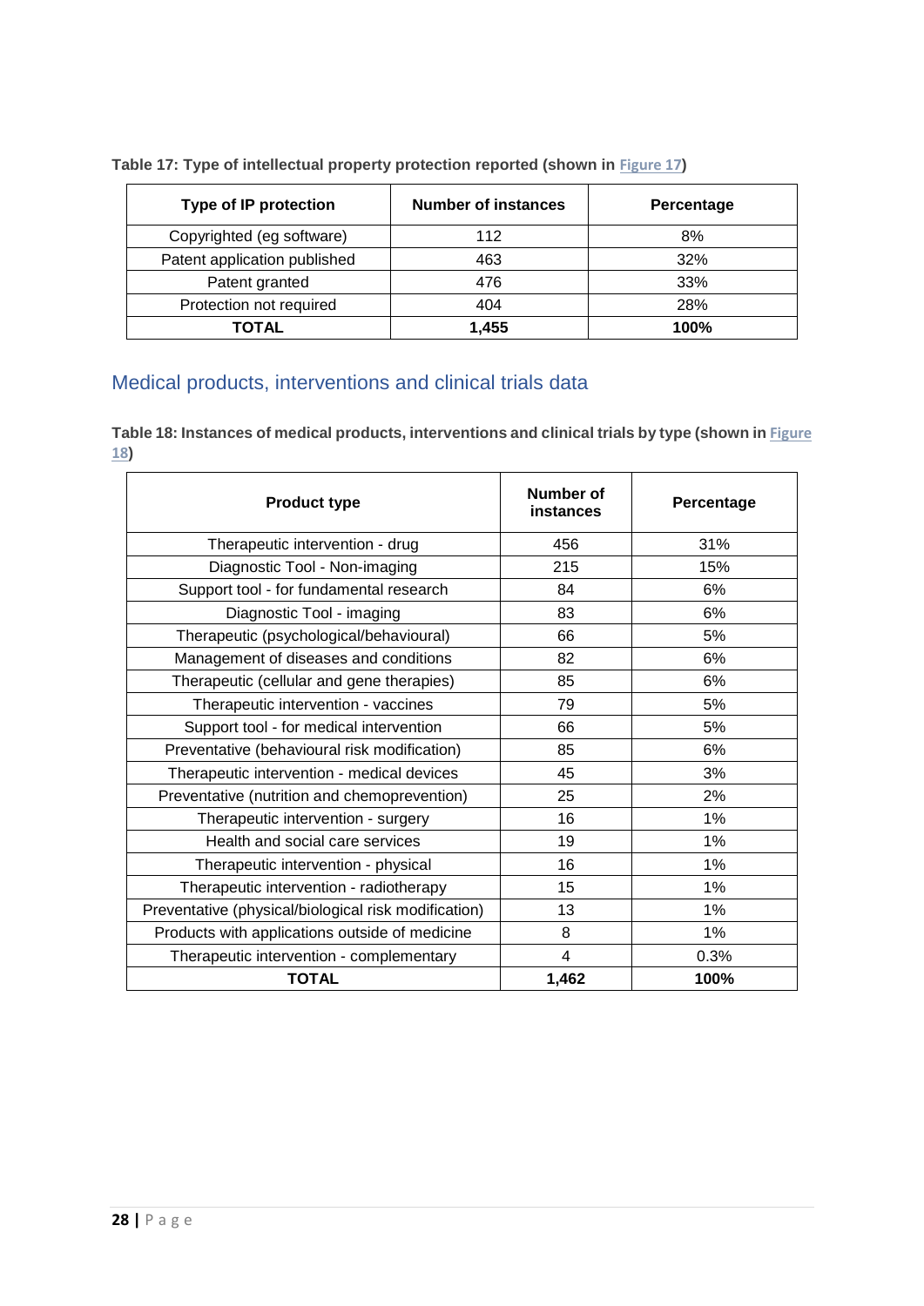**Table 17: Type of intellectual property protection reported (shown in Figure 17)**

| Type of IP protection | Number of instances | Percentage |
| --- | --- | --- |
| Copyrighted (eg software) | 112 | 8% |
| Patent application published | 463 | 32% |
| Patent granted | 476 | 33% |
| Protection not required | 404 | 28% |
| **TOTAL** | **1,455** | **100%** |

## Medical products, interventions and clinical trials data

**Table 18: Instances of medical products, interventions and clinical trials by type (shown in Figure 18)**

| Product type | Number of instances | Percentage |
| --- | --- | --- |
| Therapeutic intervention - drug | 456 | 31% |
| Diagnostic Tool - Non-imaging | 215 | 15% |
| Support tool - for fundamental research | 84 | 6% |
| Diagnostic Tool - imaging | 83 | 6% |
| Therapeutic (psychological/behavioural) | 66 | 5% |
| Management of diseases and conditions | 82 | 6% |
| Therapeutic (cellular and gene therapies) | 85 | 6% |
| Therapeutic intervention - vaccines | 79 | 5% |
| Support tool - for medical intervention | 66 | 5% |
| Preventative (behavioural risk modification) | 85 | 6% |
| Therapeutic intervention - medical devices | 45 | 3% |
| Preventative (nutrition and chemoprevention) | 25 | 2% |
| Therapeutic intervention - surgery | 16 | 1% |
| Health and social care services | 19 | 1% |
| Therapeutic intervention - physical | 16 | 1% |
| Therapeutic intervention - radiotherapy | 15 | 1% |
| Preventative (physical/biological risk modification) | 13 | 1% |
| Products with applications outside of medicine | 8 | 1% |
| Therapeutic intervention - complementary | 4 | 0.3% |
| **TOTAL** | **1,462** | **100%** |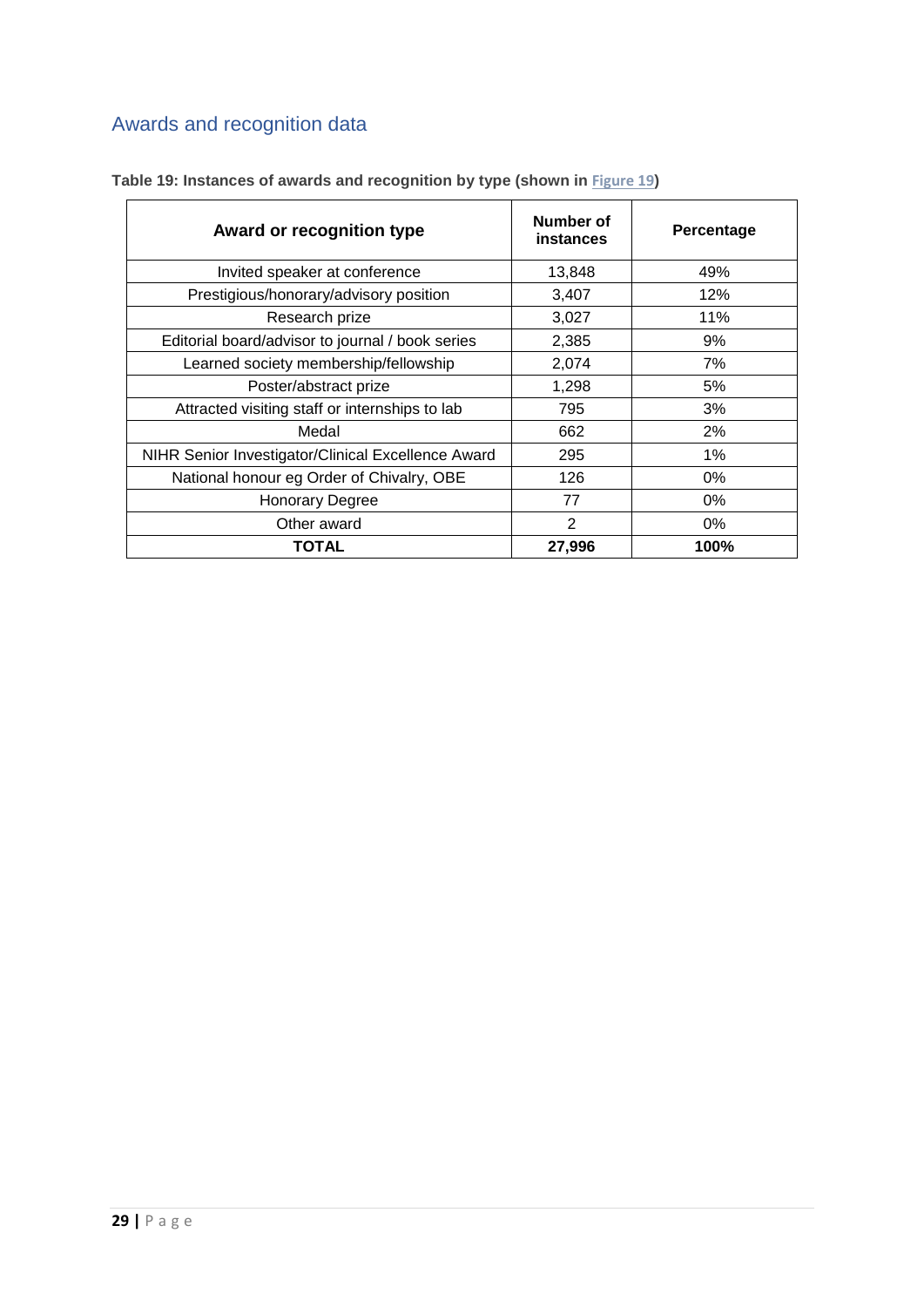## Awards and recognition data

**Table 19: Instances of awards and recognition by type (shown in Figure 19)**

| Award or recognition type | Number of instances | Percentage |
|---|---|---|
| Invited speaker at conference | 13,848 | 49% |
| Prestigious/honorary/advisory position | 3,407 | 12% |
| Research prize | 3,027 | 11% |
| Editorial board/advisor to journal / book series | 2,385 | 9% |
| Learned society membership/fellowship | 2,074 | 7% |
| Poster/abstract prize | 1,298 | 5% |
| Attracted visiting staff or internships to lab | 795 | 3% |
| Medal | 662 | 2% |
| NIHR Senior Investigator/Clinical Excellence Award | 295 | 1% |
| National honour eg Order of Chivalry, OBE | 126 | 0% |
| Honorary Degree | 77 | 0% |
| Other award | 2 | 0% |
| **TOTAL** | **27,996** | **100%** |